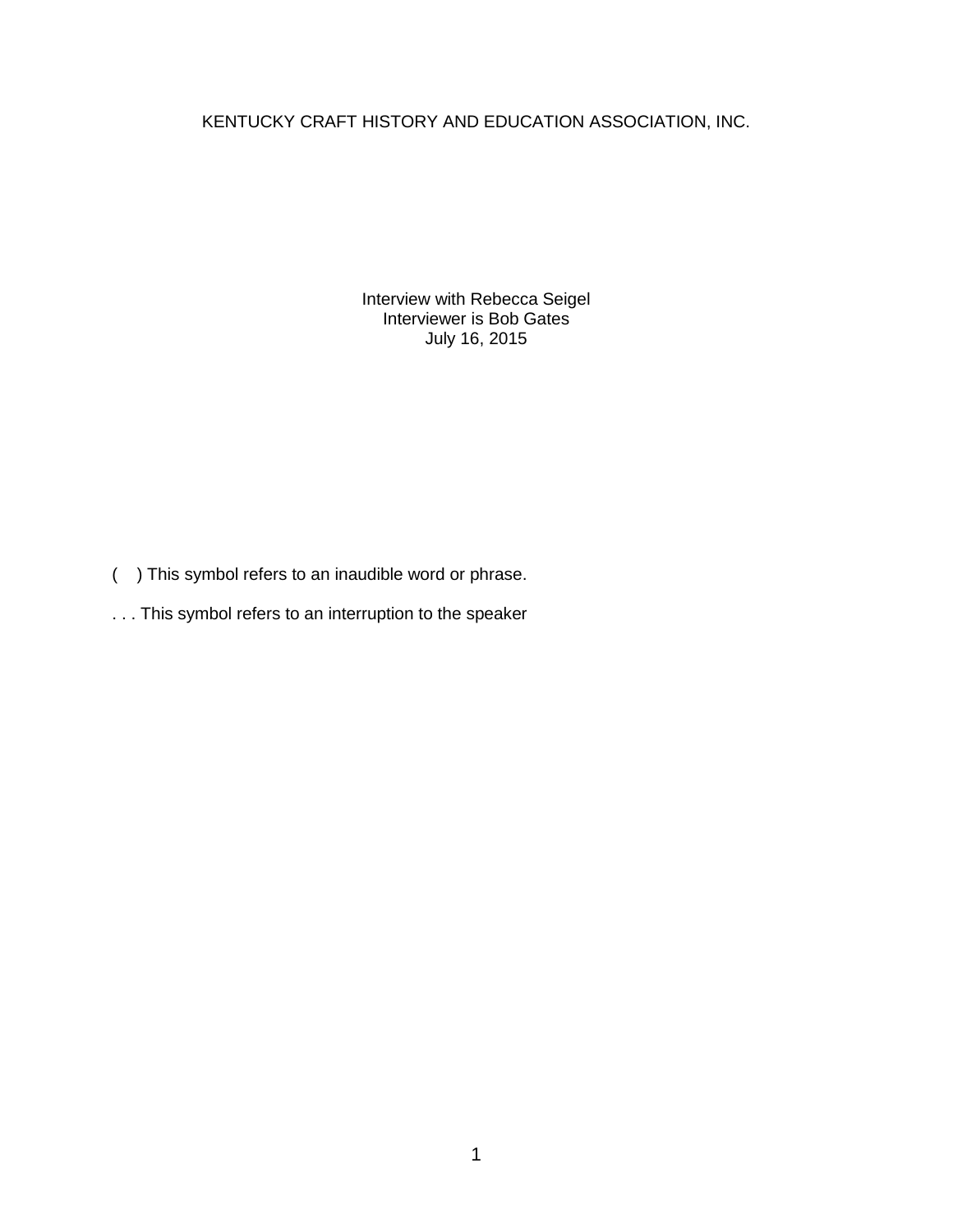KENTUCKY CRAFT HISTORY AND EDUCATION ASSOCIATION, INC.

Interview with Rebecca Seigel
Interviewer is Bob Gates
July 16, 2015

(    ) This symbol refers to an inaudible word or phrase.

. . . This symbol refers to an interruption to the speaker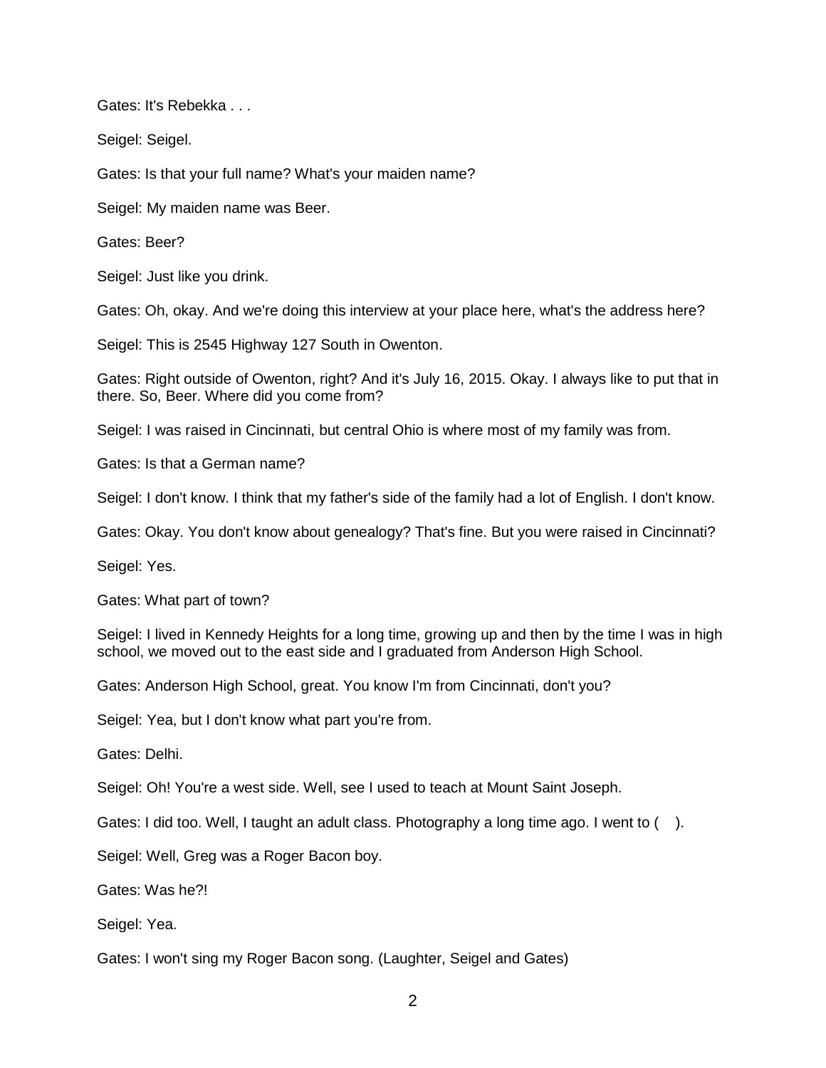Gates: It's Rebekka . . .

Seigel: Seigel.

Gates: Is that your full name? What's your maiden name?

Seigel: My maiden name was Beer.

Gates: Beer?

Seigel: Just like you drink.

Gates: Oh, okay. And we're doing this interview at your place here, what's the address here?

Seigel: This is 2545 Highway 127 South in Owenton.

Gates: Right outside of Owenton, right? And it's July 16, 2015. Okay. I always like to put that in there. So, Beer. Where did you come from?

Seigel: I was raised in Cincinnati, but central Ohio is where most of my family was from.

Gates: Is that a German name?

Seigel: I don't know. I think that my father's side of the family had a lot of English. I don't know.

Gates: Okay. You don't know about genealogy? That's fine. But you were raised in Cincinnati?

Seigel: Yes.

Gates: What part of town?

Seigel: I lived in Kennedy Heights for a long time, growing up and then by the time I was in high school, we moved out to the east side and I graduated from Anderson High School.

Gates: Anderson High School, great. You know I'm from Cincinnati, don't you?

Seigel: Yea, but I don't know what part you're from.

Gates: Delhi.

Seigel: Oh! You're a west side. Well, see I used to teach at Mount Saint Joseph.

Gates: I did too. Well, I taught an adult class. Photography a long time ago. I went to ( ).

Seigel: Well, Greg was a Roger Bacon boy.

Gates: Was he?!

Seigel: Yea.

Gates: I won't sing my Roger Bacon song. (Laughter, Seigel and Gates)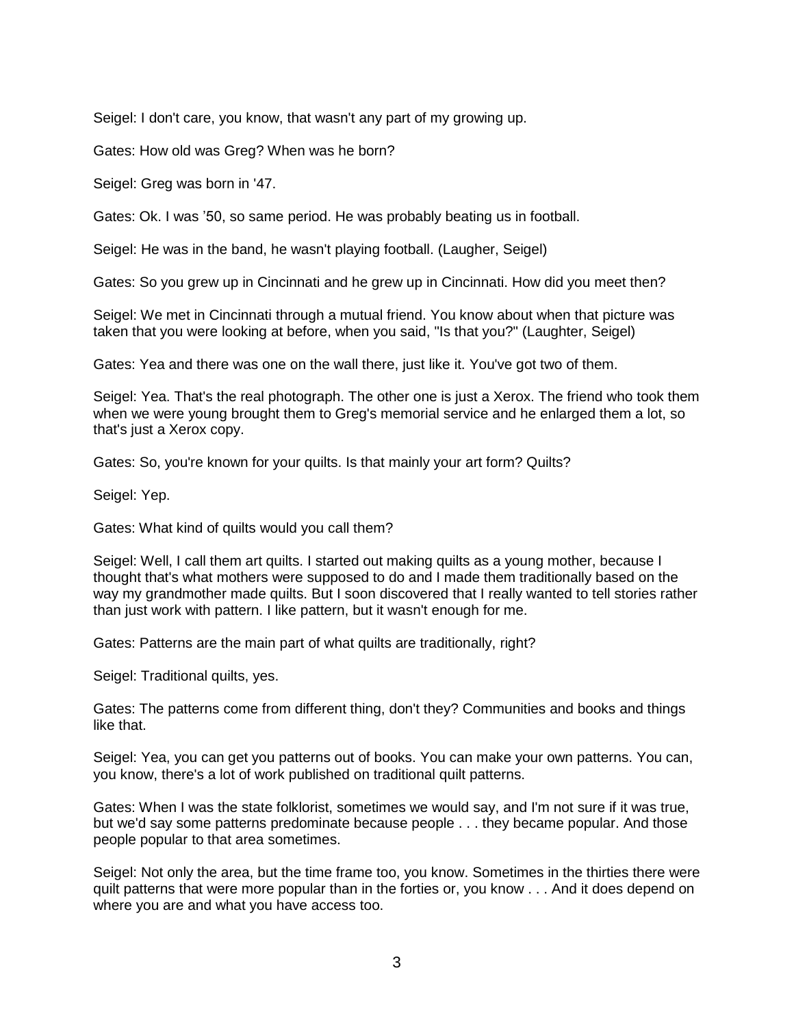Seigel: I don't care, you know, that wasn't any part of my growing up.

Gates: How old was Greg? When was he born?

Seigel: Greg was born in '47.

Gates: Ok. I was ’50, so same period. He was probably beating us in football.

Seigel: He was in the band, he wasn't playing football. (Laugher, Seigel)

Gates: So you grew up in Cincinnati and he grew up in Cincinnati. How did you meet then?

Seigel: We met in Cincinnati through a mutual friend. You know about when that picture was taken that you were looking at before, when you said, "Is that you?" (Laughter, Seigel)

Gates: Yea and there was one on the wall there, just like it. You've got two of them.

Seigel: Yea. That's the real photograph. The other one is just a Xerox. The friend who took them when we were young brought them to Greg's memorial service and he enlarged them a lot, so that's just a Xerox copy.

Gates: So, you're known for your quilts. Is that mainly your art form? Quilts?

Seigel: Yep.

Gates: What kind of quilts would you call them?

Seigel: Well, I call them art quilts. I started out making quilts as a young mother, because I thought that's what mothers were supposed to do and I made them traditionally based on the way my grandmother made quilts. But I soon discovered that I really wanted to tell stories rather than just work with pattern. I like pattern, but it wasn't enough for me.

Gates: Patterns are the main part of what quilts are traditionally, right?

Seigel: Traditional quilts, yes.

Gates: The patterns come from different thing, don't they? Communities and books and things like that.

Seigel: Yea, you can get you patterns out of books. You can make your own patterns. You can, you know, there's a lot of work published on traditional quilt patterns.

Gates: When I was the state folklorist, sometimes we would say, and I'm not sure if it was true, but we'd say some patterns predominate because people . . . they became popular. And those people popular to that area sometimes.

Seigel: Not only the area, but the time frame too, you know. Sometimes in the thirties there were quilt patterns that were more popular than in the forties or, you know . . . And it does depend on where you are and what you have access too.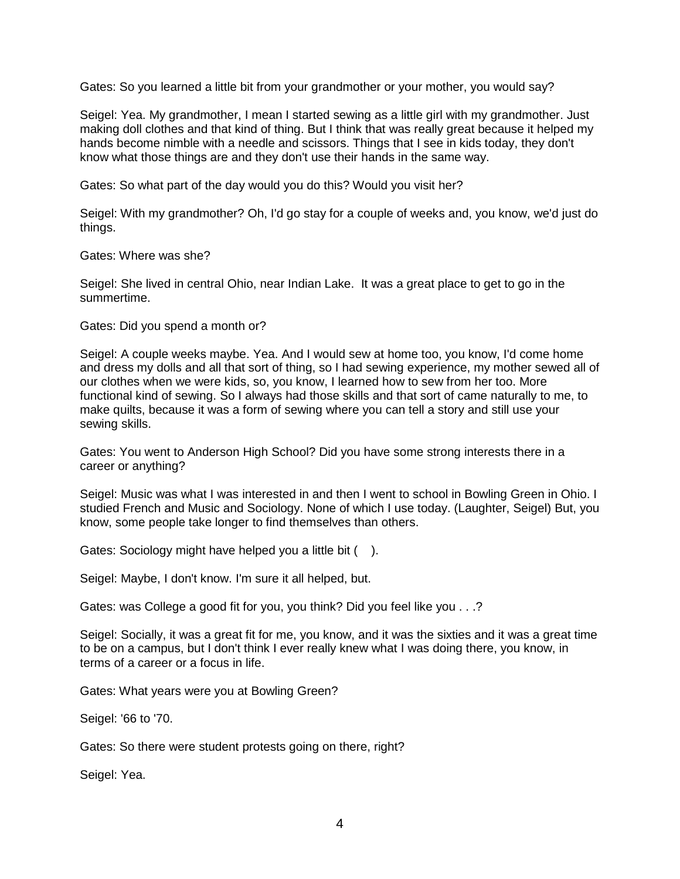Gates: So you learned a little bit from your grandmother or your mother, you would say?

Seigel: Yea. My grandmother, I mean I started sewing as a little girl with my grandmother. Just making doll clothes and that kind of thing. But I think that was really great because it helped my hands become nimble with a needle and scissors. Things that I see in kids today, they don't know what those things are and they don't use their hands in the same way.

Gates: So what part of the day would you do this? Would you visit her?

Seigel: With my grandmother? Oh, I'd go stay for a couple of weeks and, you know, we'd just do things.

Gates: Where was she?

Seigel: She lived in central Ohio, near Indian Lake. It was a great place to get to go in the summertime.

Gates: Did you spend a month or?

Seigel: A couple weeks maybe. Yea. And I would sew at home too, you know, I'd come home and dress my dolls and all that sort of thing, so I had sewing experience, my mother sewed all of our clothes when we were kids, so, you know, I learned how to sew from her too. More functional kind of sewing. So I always had those skills and that sort of came naturally to me, to make quilts, because it was a form of sewing where you can tell a story and still use your sewing skills.

Gates: You went to Anderson High School? Did you have some strong interests there in a career or anything?

Seigel: Music was what I was interested in and then I went to school in Bowling Green in Ohio. I studied French and Music and Sociology. None of which I use today. (Laughter, Seigel) But, you know, some people take longer to find themselves than others.

Gates: Sociology might have helped you a little bit ( ).

Seigel: Maybe, I don't know. I'm sure it all helped, but.

Gates: was College a good fit for you, you think? Did you feel like you . . .?

Seigel: Socially, it was a great fit for me, you know, and it was the sixties and it was a great time to be on a campus, but I don't think I ever really knew what I was doing there, you know, in terms of a career or a focus in life.

Gates: What years were you at Bowling Green?

Seigel: '66 to '70.

Gates: So there were student protests going on there, right?

Seigel: Yea.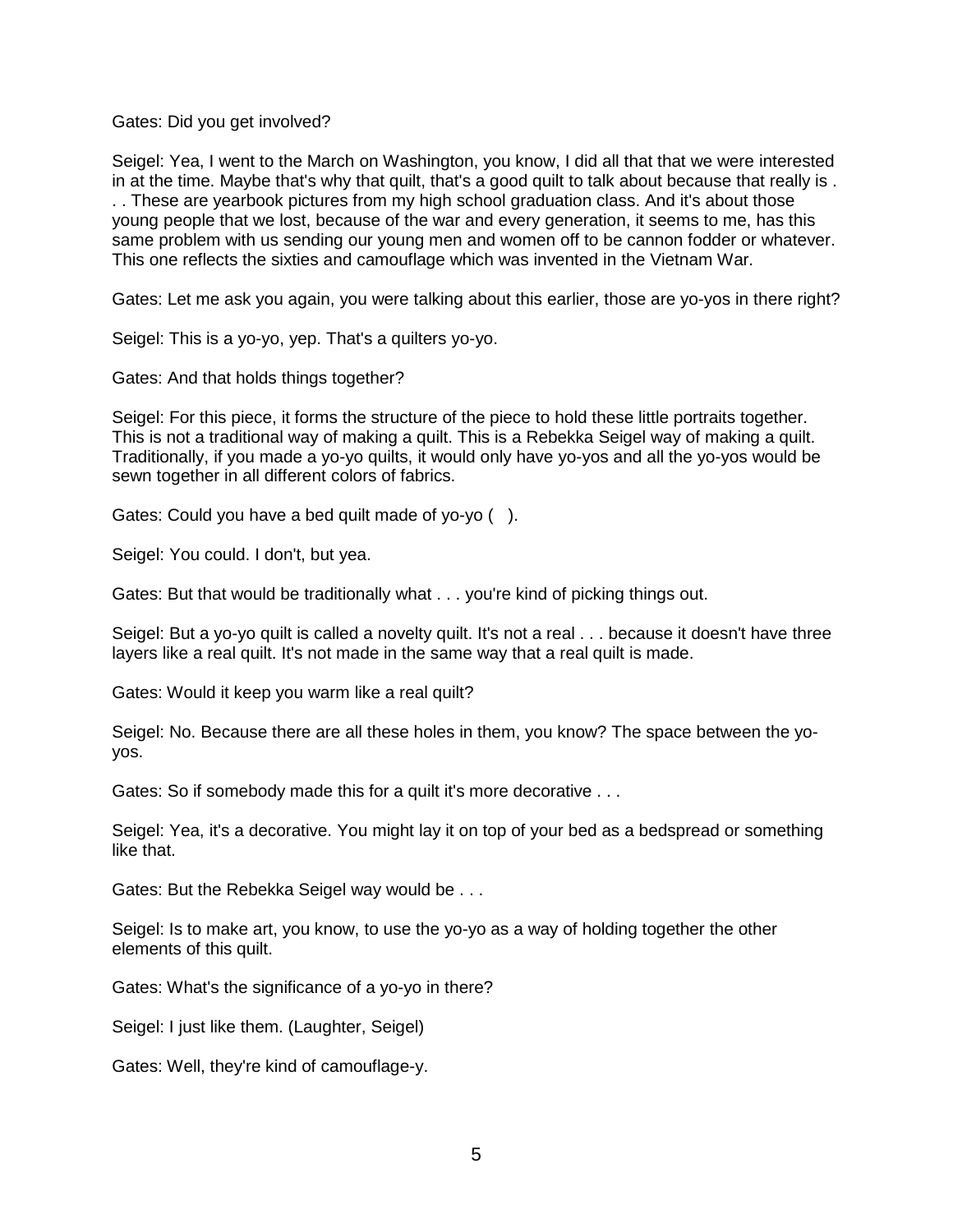Gates: Did you get involved?

Seigel: Yea, I went to the March on Washington, you know, I did all that that we were interested in at the time. Maybe that's why that quilt, that's a good quilt to talk about because that really is . . . These are yearbook pictures from my high school graduation class. And it's about those young people that we lost, because of the war and every generation, it seems to me, has this same problem with us sending our young men and women off to be cannon fodder or whatever. This one reflects the sixties and camouflage which was invented in the Vietnam War.

Gates: Let me ask you again, you were talking about this earlier, those are yo-yos in there right?

Seigel: This is a yo-yo, yep. That's a quilters yo-yo.

Gates: And that holds things together?

Seigel: For this piece, it forms the structure of the piece to hold these little portraits together. This is not a traditional way of making a quilt. This is a Rebekka Seigel way of making a quilt. Traditionally, if you made a yo-yo quilts, it would only have yo-yos and all the yo-yos would be sewn together in all different colors of fabrics.

Gates: Could you have a bed quilt made of yo-yo ( ).

Seigel: You could. I don't, but yea.

Gates: But that would be traditionally what . . . you're kind of picking things out.

Seigel: But a yo-yo quilt is called a novelty quilt. It's not a real . . . because it doesn't have three layers like a real quilt. It's not made in the same way that a real quilt is made.

Gates: Would it keep you warm like a real quilt?

Seigel: No. Because there are all these holes in them, you know? The space between the yo-yos.

Gates: So if somebody made this for a quilt it's more decorative . . .

Seigel: Yea, it's a decorative. You might lay it on top of your bed as a bedspread or something like that.

Gates: But the Rebekka Seigel way would be . . .

Seigel: Is to make art, you know, to use the yo-yo as a way of holding together the other elements of this quilt.

Gates: What's the significance of a yo-yo in there?

Seigel: I just like them. (Laughter, Seigel)

Gates: Well, they're kind of camouflage-y.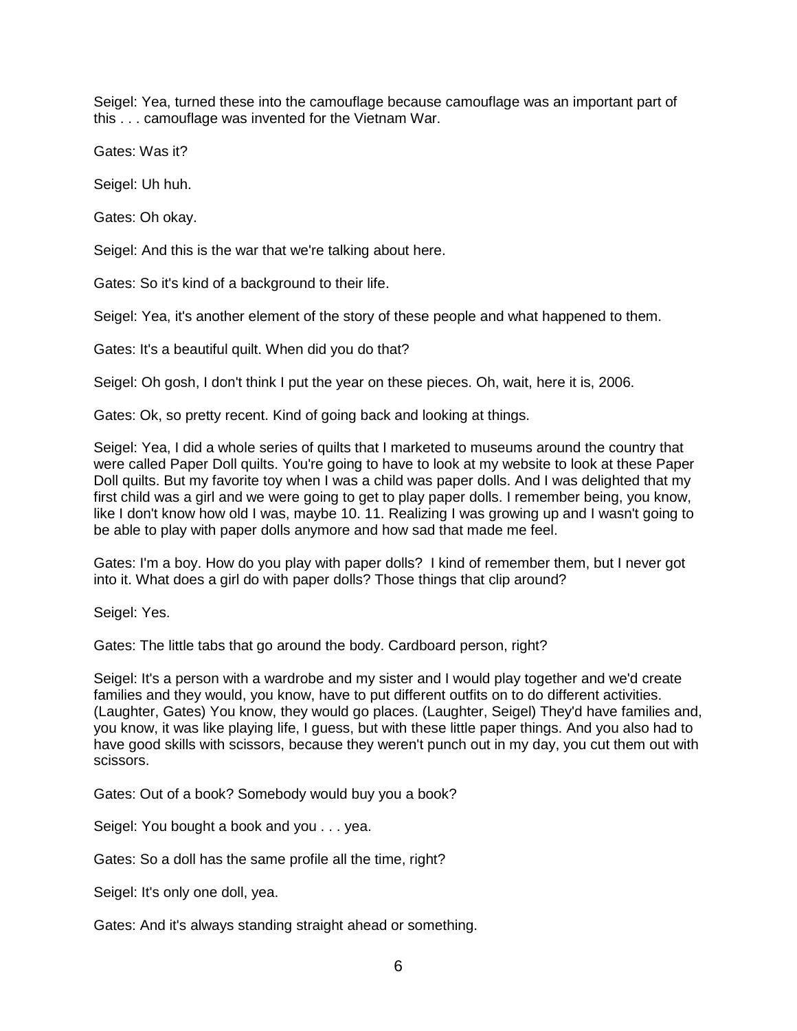Seigel: Yea, turned these into the camouflage because camouflage was an important part of this . . . camouflage was invented for the Vietnam War.

Gates: Was it?

Seigel: Uh huh.

Gates: Oh okay.

Seigel: And this is the war that we're talking about here.

Gates: So it's kind of a background to their life.

Seigel: Yea, it's another element of the story of these people and what happened to them.

Gates: It's a beautiful quilt. When did you do that?

Seigel: Oh gosh, I don't think I put the year on these pieces. Oh, wait, here it is, 2006.

Gates: Ok, so pretty recent. Kind of going back and looking at things.

Seigel: Yea, I did a whole series of quilts that I marketed to museums around the country that were called Paper Doll quilts. You're going to have to look at my website to look at these Paper Doll quilts. But my favorite toy when I was a child was paper dolls. And I was delighted that my first child was a girl and we were going to get to play paper dolls. I remember being, you know, like I don't know how old I was, maybe 10. 11. Realizing I was growing up and I wasn't going to be able to play with paper dolls anymore and how sad that made me feel.

Gates: I'm a boy. How do you play with paper dolls? I kind of remember them, but I never got into it. What does a girl do with paper dolls? Those things that clip around?

Seigel: Yes.

Gates: The little tabs that go around the body. Cardboard person, right?

Seigel: It's a person with a wardrobe and my sister and I would play together and we'd create families and they would, you know, have to put different outfits on to do different activities. (Laughter, Gates) You know, they would go places. (Laughter, Seigel) They'd have families and, you know, it was like playing life, I guess, but with these little paper things. And you also had to have good skills with scissors, because they weren't punch out in my day, you cut them out with scissors.

Gates: Out of a book? Somebody would buy you a book?

Seigel: You bought a book and you . . . yea.

Gates: So a doll has the same profile all the time, right?

Seigel: It's only one doll, yea.

Gates: And it's always standing straight ahead or something.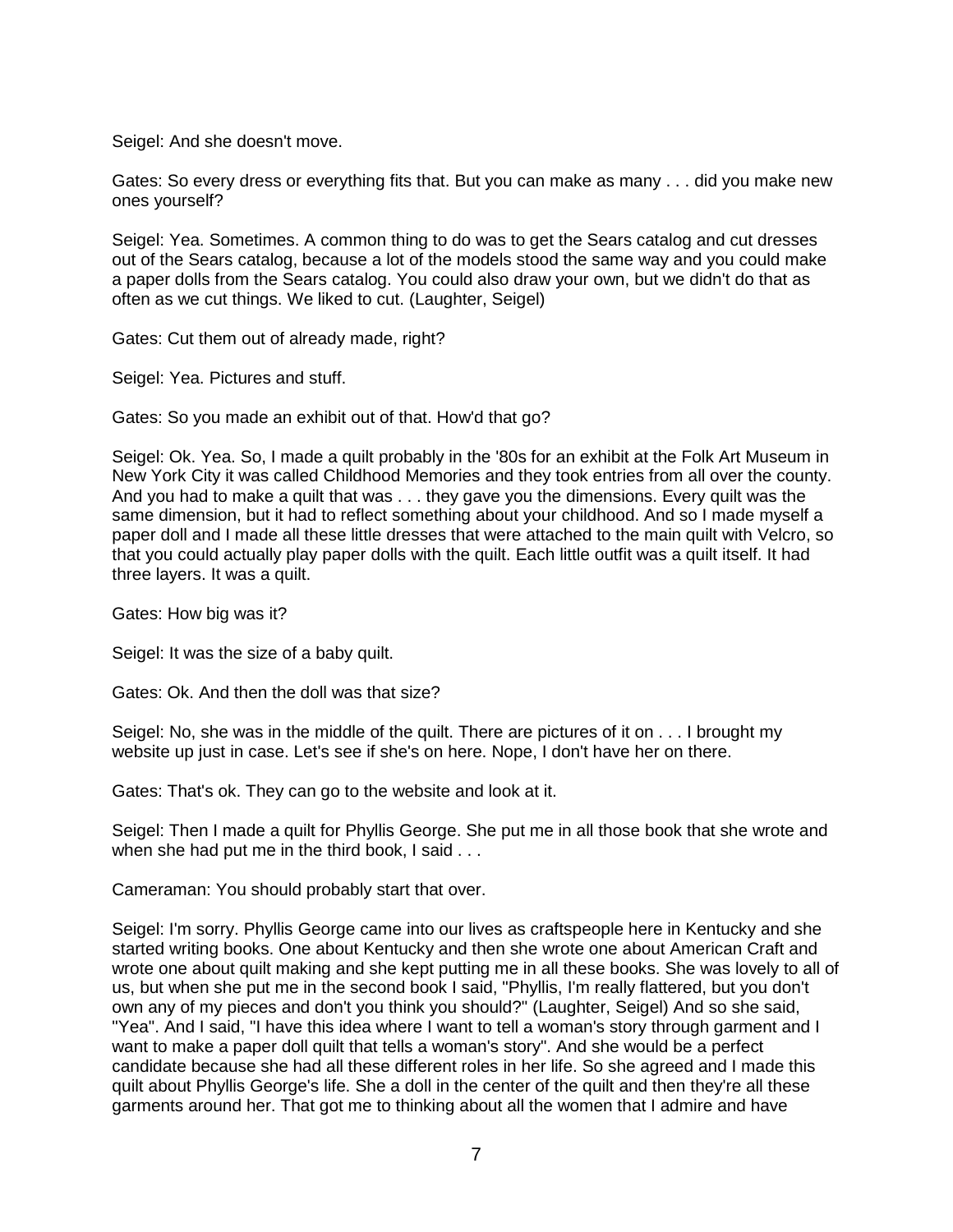Seigel: And she doesn't move.

Gates: So every dress or everything fits that. But you can make as many . . . did you make new ones yourself?

Seigel: Yea. Sometimes. A common thing to do was to get the Sears catalog and cut dresses out of the Sears catalog, because a lot of the models stood the same way and you could make a paper dolls from the Sears catalog. You could also draw your own, but we didn't do that as often as we cut things. We liked to cut. (Laughter, Seigel)

Gates: Cut them out of already made, right?

Seigel: Yea. Pictures and stuff.

Gates: So you made an exhibit out of that. How'd that go?

Seigel: Ok. Yea. So, I made a quilt probably in the '80s for an exhibit at the Folk Art Museum in New York City it was called Childhood Memories and they took entries from all over the county. And you had to make a quilt that was . . . they gave you the dimensions. Every quilt was the same dimension, but it had to reflect something about your childhood. And so I made myself a paper doll and I made all these little dresses that were attached to the main quilt with Velcro, so that you could actually play paper dolls with the quilt. Each little outfit was a quilt itself. It had three layers. It was a quilt.

Gates: How big was it?

Seigel: It was the size of a baby quilt.

Gates: Ok. And then the doll was that size?

Seigel: No, she was in the middle of the quilt. There are pictures of it on . . . I brought my website up just in case. Let's see if she's on here. Nope, I don't have her on there.

Gates: That's ok. They can go to the website and look at it.

Seigel: Then I made a quilt for Phyllis George. She put me in all those book that she wrote and when she had put me in the third book, I said . . .

Cameraman: You should probably start that over.

Seigel: I'm sorry. Phyllis George came into our lives as craftspeople here in Kentucky and she started writing books. One about Kentucky and then she wrote one about American Craft and wrote one about quilt making and she kept putting me in all these books. She was lovely to all of us, but when she put me in the second book I said, "Phyllis, I'm really flattered, but you don't own any of my pieces and don't you think you should?" (Laughter, Seigel) And so she said, "Yea". And I said, "I have this idea where I want to tell a woman's story through garment and I want to make a paper doll quilt that tells a woman's story". And she would be a perfect candidate because she had all these different roles in her life. So she agreed and I made this quilt about Phyllis George's life. She a doll in the center of the quilt and then they're all these garments around her. That got me to thinking about all the women that I admire and have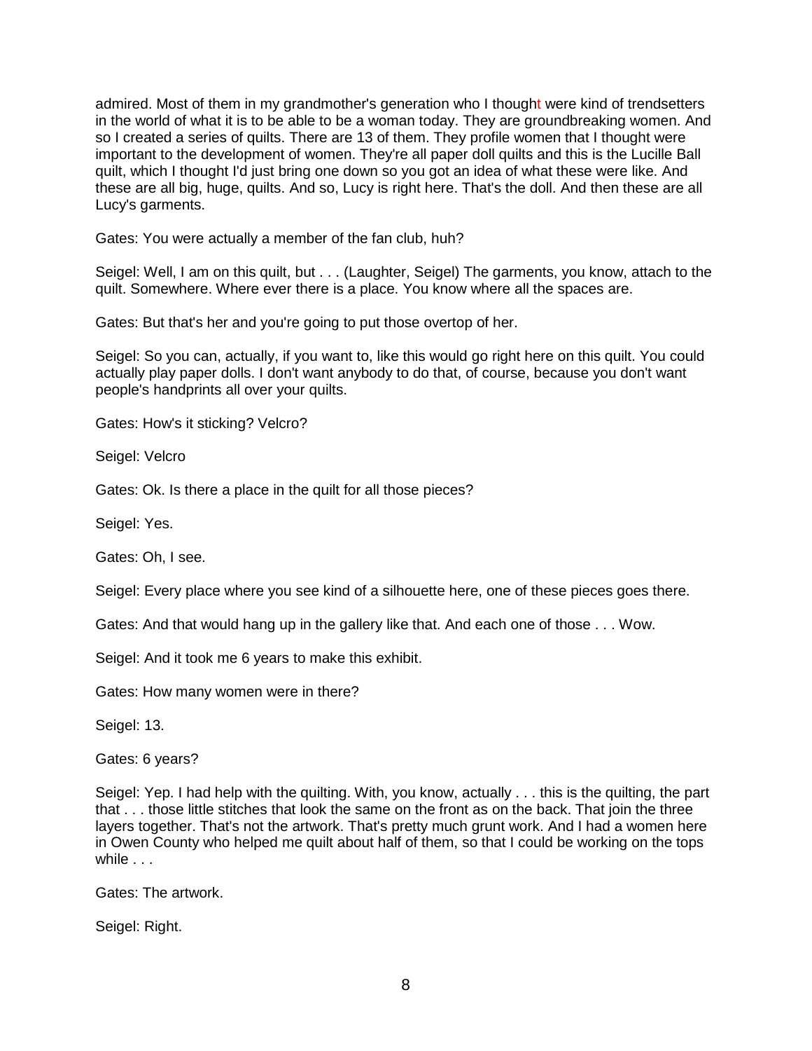admired. Most of them in my grandmother's generation who I thought were kind of trendsetters in the world of what it is to be able to be a woman today. They are groundbreaking women. And so I created a series of quilts. There are 13 of them. They profile women that I thought were important to the development of women. They're all paper doll quilts and this is the Lucille Ball quilt, which I thought I'd just bring one down so you got an idea of what these were like. And these are all big, huge, quilts. And so, Lucy is right here. That's the doll. And then these are all Lucy's garments.

Gates: You were actually a member of the fan club, huh?

Seigel: Well, I am on this quilt, but . . . (Laughter, Seigel) The garments, you know, attach to the quilt. Somewhere. Where ever there is a place. You know where all the spaces are.

Gates: But that's her and you're going to put those overtop of her.

Seigel: So you can, actually, if you want to, like this would go right here on this quilt. You could actually play paper dolls. I don't want anybody to do that, of course, because you don't want people's handprints all over your quilts.

Gates: How's it sticking? Velcro?

Seigel: Velcro

Gates: Ok. Is there a place in the quilt for all those pieces?

Seigel: Yes.

Gates: Oh, I see.

Seigel: Every place where you see kind of a silhouette here, one of these pieces goes there.

Gates: And that would hang up in the gallery like that. And each one of those . . . Wow.

Seigel: And it took me 6 years to make this exhibit.

Gates: How many women were in there?

Seigel: 13.

Gates: 6 years?

Seigel: Yep. I had help with the quilting. With, you know, actually . . . this is the quilting, the part that . . . those little stitches that look the same on the front as on the back. That join the three layers together. That's not the artwork. That's pretty much grunt work. And I had a women here in Owen County who helped me quilt about half of them, so that I could be working on the tops while . . .

Gates: The artwork.

Seigel: Right.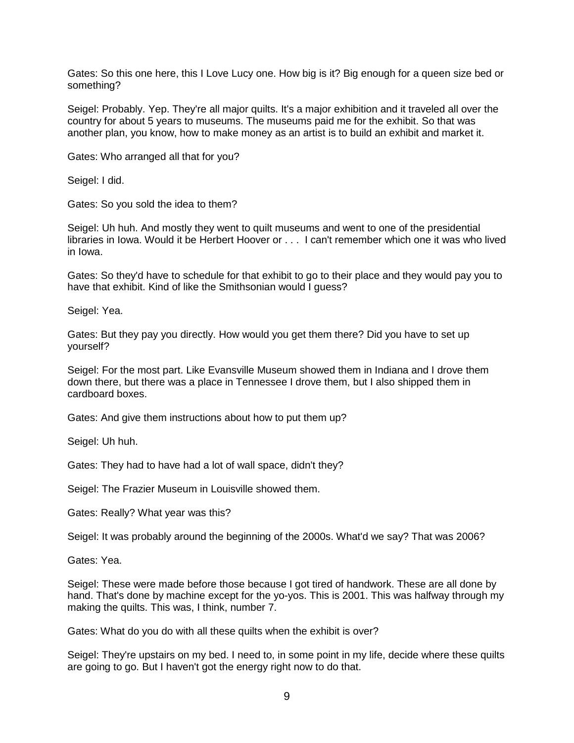Gates: So this one here, this I Love Lucy one. How big is it? Big enough for a queen size bed or something?

Seigel: Probably. Yep. They're all major quilts. It's a major exhibition and it traveled all over the country for about 5 years to museums. The museums paid me for the exhibit. So that was another plan, you know, how to make money as an artist is to build an exhibit and market it.

Gates: Who arranged all that for you?

Seigel: I did.

Gates: So you sold the idea to them?

Seigel: Uh huh. And mostly they went to quilt museums and went to one of the presidential libraries in Iowa. Would it be Herbert Hoover or . . . I can't remember which one it was who lived in Iowa.

Gates: So they'd have to schedule for that exhibit to go to their place and they would pay you to have that exhibit. Kind of like the Smithsonian would I guess?

Seigel: Yea.

Gates: But they pay you directly. How would you get them there? Did you have to set up yourself?

Seigel: For the most part. Like Evansville Museum showed them in Indiana and I drove them down there, but there was a place in Tennessee I drove them, but I also shipped them in cardboard boxes.

Gates: And give them instructions about how to put them up?

Seigel: Uh huh.

Gates: They had to have had a lot of wall space, didn't they?

Seigel: The Frazier Museum in Louisville showed them.

Gates: Really? What year was this?

Seigel: It was probably around the beginning of the 2000s. What'd we say? That was 2006?

Gates: Yea.

Seigel: These were made before those because I got tired of handwork. These are all done by hand. That's done by machine except for the yo-yos. This is 2001. This was halfway through my making the quilts. This was, I think, number 7.

Gates: What do you do with all these quilts when the exhibit is over?

Seigel: They're upstairs on my bed. I need to, in some point in my life, decide where these quilts are going to go. But I haven't got the energy right now to do that.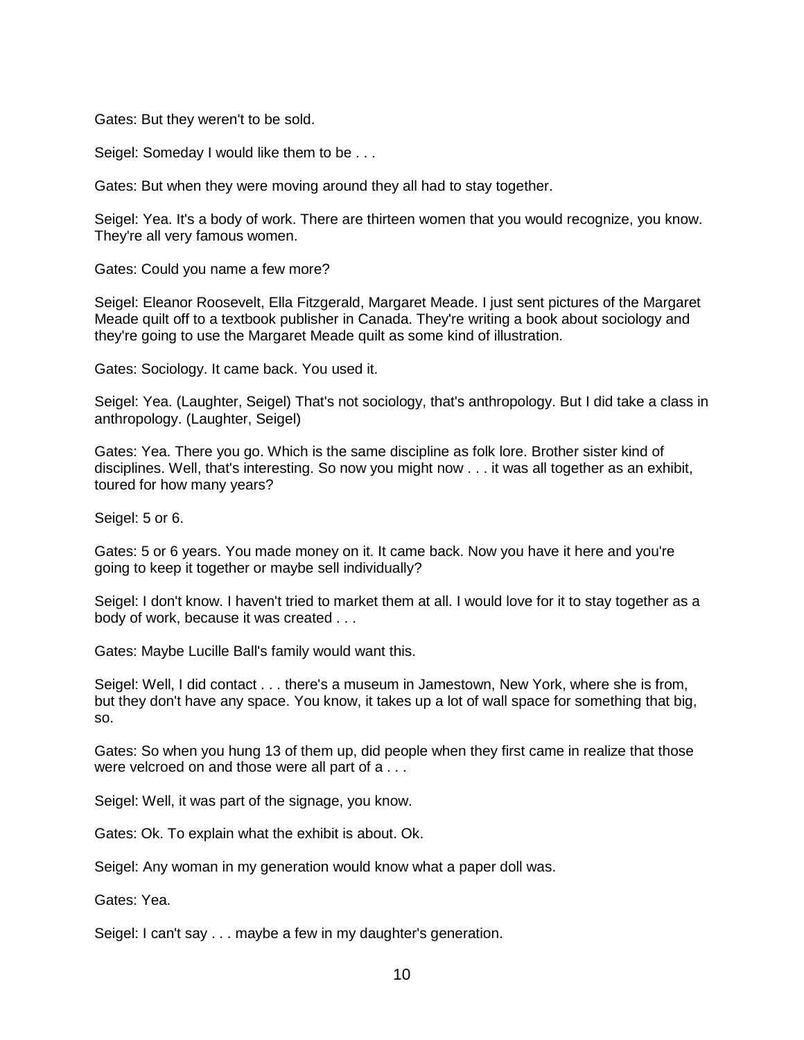Gates: But they weren't to be sold.

Seigel: Someday I would like them to be . . .

Gates: But when they were moving around they all had to stay together.

Seigel: Yea. It's a body of work. There are thirteen women that you would recognize, you know. They're all very famous women.

Gates: Could you name a few more?

Seigel: Eleanor Roosevelt, Ella Fitzgerald, Margaret Meade. I just sent pictures of the Margaret Meade quilt off to a textbook publisher in Canada. They're writing a book about sociology and they're going to use the Margaret Meade quilt as some kind of illustration.

Gates: Sociology. It came back. You used it.

Seigel: Yea. (Laughter, Seigel) That's not sociology, that's anthropology. But I did take a class in anthropology. (Laughter, Seigel)

Gates: Yea. There you go. Which is the same discipline as folk lore. Brother sister kind of disciplines. Well, that's interesting. So now you might now . . . it was all together as an exhibit, toured for how many years?

Seigel: 5 or 6.

Gates: 5 or 6 years. You made money on it. It came back. Now you have it here and you're going to keep it together or maybe sell individually?

Seigel: I don't know. I haven't tried to market them at all. I would love for it to stay together as a body of work, because it was created . . .

Gates: Maybe Lucille Ball's family would want this.

Seigel: Well, I did contact . . . there's a museum in Jamestown, New York, where she is from, but they don't have any space. You know, it takes up a lot of wall space for something that big, so.

Gates: So when you hung 13 of them up, did people when they first came in realize that those were velcroed on and those were all part of a . . .

Seigel: Well, it was part of the signage, you know.

Gates: Ok. To explain what the exhibit is about. Ok.

Seigel: Any woman in my generation would know what a paper doll was.

Gates: Yea.

Seigel: I can't say . . . maybe a few in my daughter's generation.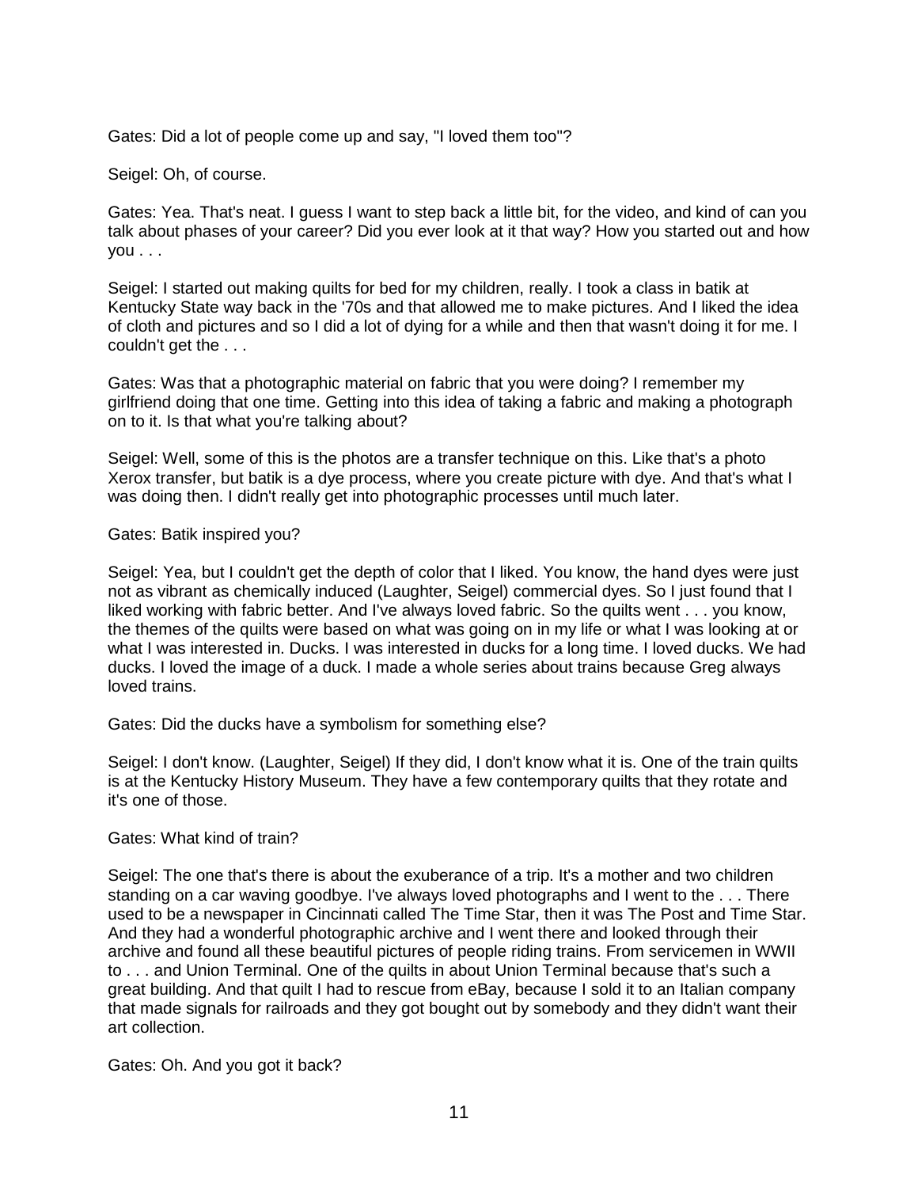Gates: Did a lot of people come up and say, "I loved them too"?

Seigel: Oh, of course.

Gates: Yea. That's neat. I guess I want to step back a little bit, for the video, and kind of can you talk about phases of your career? Did you ever look at it that way? How you started out and how you . . .

Seigel: I started out making quilts for bed for my children, really. I took a class in batik at Kentucky State way back in the '70s and that allowed me to make pictures. And I liked the idea of cloth and pictures and so I did a lot of dying for a while and then that wasn't doing it for me. I couldn't get the . . .

Gates: Was that a photographic material on fabric that you were doing? I remember my girlfriend doing that one time. Getting into this idea of taking a fabric and making a photograph on to it. Is that what you're talking about?

Seigel: Well, some of this is the photos are a transfer technique on this. Like that's a photo Xerox transfer, but batik is a dye process, where you create picture with dye. And that's what I was doing then. I didn't really get into photographic processes until much later.

Gates: Batik inspired you?

Seigel: Yea, but I couldn't get the depth of color that I liked. You know, the hand dyes were just not as vibrant as chemically induced (Laughter, Seigel) commercial dyes. So I just found that I liked working with fabric better. And I've always loved fabric. So the quilts went . . . you know, the themes of the quilts were based on what was going on in my life or what I was looking at or what I was interested in. Ducks. I was interested in ducks for a long time. I loved ducks. We had ducks. I loved the image of a duck. I made a whole series about trains because Greg always loved trains.

Gates: Did the ducks have a symbolism for something else?

Seigel: I don't know. (Laughter, Seigel) If they did, I don't know what it is. One of the train quilts is at the Kentucky History Museum. They have a few contemporary quilts that they rotate and it's one of those.

Gates: What kind of train?

Seigel: The one that's there is about the exuberance of a trip. It's a mother and two children standing on a car waving goodbye. I've always loved photographs and I went to the . . . There used to be a newspaper in Cincinnati called The Time Star, then it was The Post and Time Star. And they had a wonderful photographic archive and I went there and looked through their archive and found all these beautiful pictures of people riding trains. From servicemen in WWII to . . . and Union Terminal. One of the quilts in about Union Terminal because that's such a great building. And that quilt I had to rescue from eBay, because I sold it to an Italian company that made signals for railroads and they got bought out by somebody and they didn't want their art collection.

Gates: Oh. And you got it back?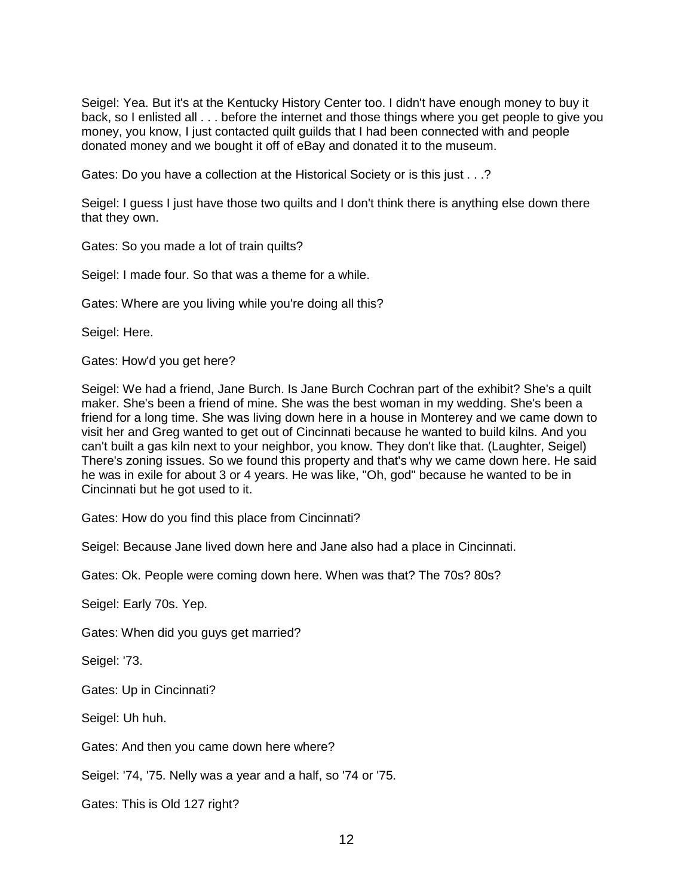Seigel: Yea. But it's at the Kentucky History Center too. I didn't have enough money to buy it back, so I enlisted all . . . before the internet and those things where you get people to give you money, you know, I just contacted quilt guilds that I had been connected with and people donated money and we bought it off of eBay and donated it to the museum.

Gates: Do you have a collection at the Historical Society or is this just . . .?

Seigel: I guess I just have those two quilts and I don't think there is anything else down there that they own.

Gates: So you made a lot of train quilts?

Seigel: I made four. So that was a theme for a while.

Gates: Where are you living while you're doing all this?

Seigel: Here.

Gates: How'd you get here?

Seigel: We had a friend, Jane Burch. Is Jane Burch Cochran part of the exhibit? She's a quilt maker. She's been a friend of mine. She was the best woman in my wedding. She's been a friend for a long time. She was living down here in a house in Monterey and we came down to visit her and Greg wanted to get out of Cincinnati because he wanted to build kilns. And you can't built a gas kiln next to your neighbor, you know. They don't like that. (Laughter, Seigel) There's zoning issues. So we found this property and that's why we came down here. He said he was in exile for about 3 or 4 years. He was like, "Oh, god" because he wanted to be in Cincinnati but he got used to it.

Gates: How do you find this place from Cincinnati?

Seigel: Because Jane lived down here and Jane also had a place in Cincinnati.

Gates: Ok. People were coming down here. When was that? The 70s? 80s?

Seigel: Early 70s. Yep.

Gates: When did you guys get married?

Seigel: '73.

Gates: Up in Cincinnati?

Seigel: Uh huh.

Gates: And then you came down here where?

Seigel: '74, '75. Nelly was a year and a half, so '74 or '75.

Gates: This is Old 127 right?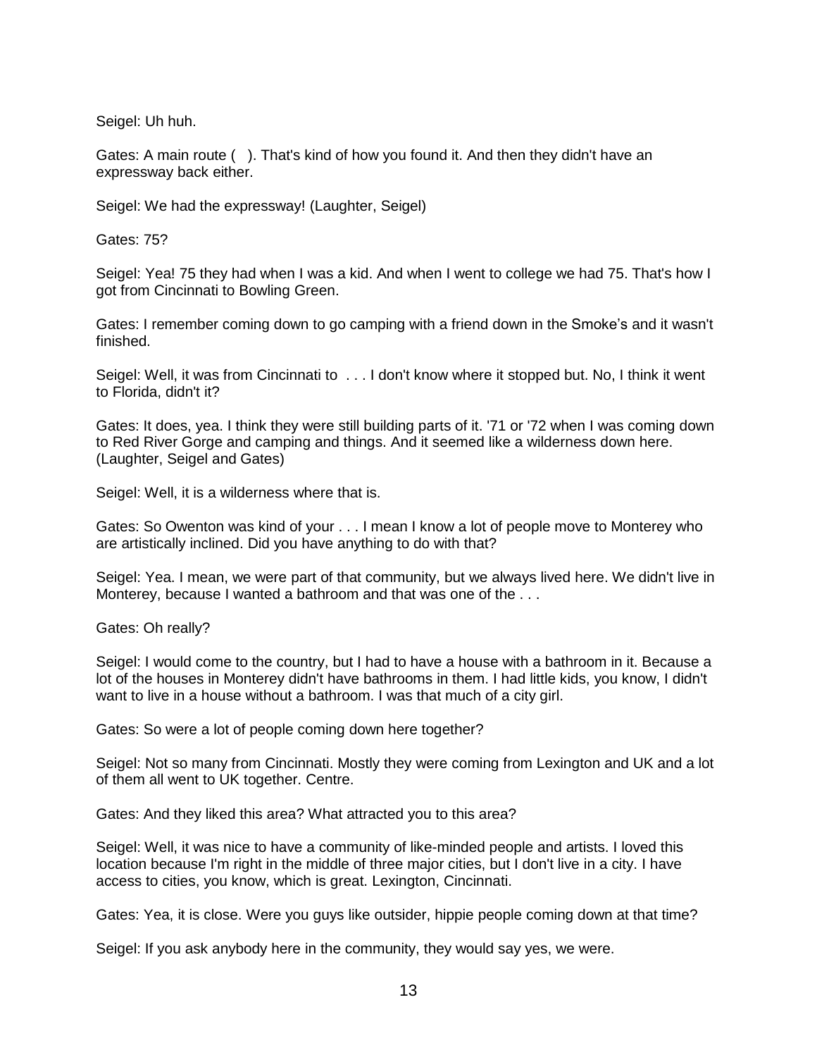Seigel: Uh huh.

Gates: A main route ( ). That's kind of how you found it. And then they didn't have an expressway back either.

Seigel: We had the expressway! (Laughter, Seigel)

Gates: 75?

Seigel: Yea! 75 they had when I was a kid. And when I went to college we had 75. That's how I got from Cincinnati to Bowling Green.

Gates: I remember coming down to go camping with a friend down in the Smoke's and it wasn't finished.

Seigel: Well, it was from Cincinnati to . . . I don't know where it stopped but. No, I think it went to Florida, didn't it?

Gates: It does, yea. I think they were still building parts of it. '71 or '72 when I was coming down to Red River Gorge and camping and things. And it seemed like a wilderness down here. (Laughter, Seigel and Gates)

Seigel: Well, it is a wilderness where that is.

Gates: So Owenton was kind of your . . . I mean I know a lot of people move to Monterey who are artistically inclined. Did you have anything to do with that?

Seigel: Yea. I mean, we were part of that community, but we always lived here. We didn't live in Monterey, because I wanted a bathroom and that was one of the . . .

Gates: Oh really?

Seigel: I would come to the country, but I had to have a house with a bathroom in it. Because a lot of the houses in Monterey didn't have bathrooms in them. I had little kids, you know, I didn't want to live in a house without a bathroom. I was that much of a city girl.

Gates: So were a lot of people coming down here together?

Seigel: Not so many from Cincinnati. Mostly they were coming from Lexington and UK and a lot of them all went to UK together. Centre.

Gates: And they liked this area? What attracted you to this area?

Seigel: Well, it was nice to have a community of like-minded people and artists. I loved this location because I'm right in the middle of three major cities, but I don't live in a city. I have access to cities, you know, which is great. Lexington, Cincinnati.

Gates: Yea, it is close. Were you guys like outsider, hippie people coming down at that time?

Seigel: If you ask anybody here in the community, they would say yes, we were.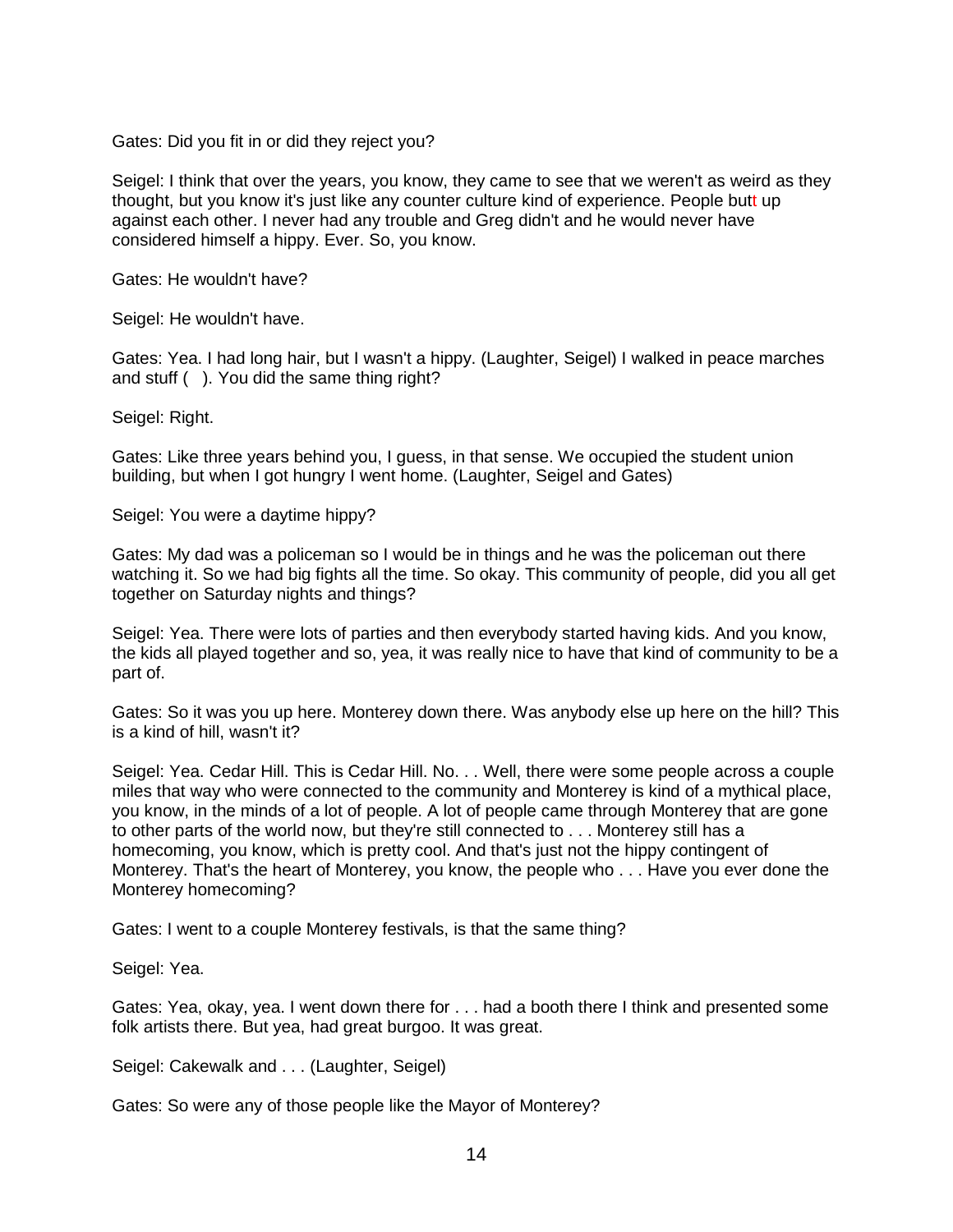Gates: Did you fit in or did they reject you?

Seigel: I think that over the years, you know, they came to see that we weren't as weird as they thought, but you know it's just like any counter culture kind of experience. People butt up against each other. I never had any trouble and Greg didn't and he would never have considered himself a hippy. Ever. So, you know.

Gates: He wouldn't have?

Seigel: He wouldn't have.

Gates: Yea. I had long hair, but I wasn't a hippy. (Laughter, Seigel) I walked in peace marches and stuff ( ). You did the same thing right?

Seigel: Right.

Gates: Like three years behind you, I guess, in that sense. We occupied the student union building, but when I got hungry I went home. (Laughter, Seigel and Gates)

Seigel: You were a daytime hippy?

Gates: My dad was a policeman so I would be in things and he was the policeman out there watching it. So we had big fights all the time. So okay. This community of people, did you all get together on Saturday nights and things?

Seigel: Yea. There were lots of parties and then everybody started having kids. And you know, the kids all played together and so, yea, it was really nice to have that kind of community to be a part of.

Gates: So it was you up here. Monterey down there. Was anybody else up here on the hill? This is a kind of hill, wasn't it?

Seigel: Yea. Cedar Hill. This is Cedar Hill. No. . . Well, there were some people across a couple miles that way who were connected to the community and Monterey is kind of a mythical place, you know, in the minds of a lot of people. A lot of people came through Monterey that are gone to other parts of the world now, but they're still connected to . . . Monterey still has a homecoming, you know, which is pretty cool. And that's just not the hippy contingent of Monterey. That's the heart of Monterey, you know, the people who . . . Have you ever done the Monterey homecoming?

Gates: I went to a couple Monterey festivals, is that the same thing?

Seigel: Yea.

Gates: Yea, okay, yea. I went down there for . . . had a booth there I think and presented some folk artists there. But yea, had great burgoo. It was great.

Seigel: Cakewalk and . . . (Laughter, Seigel)

Gates: So were any of those people like the Mayor of Monterey?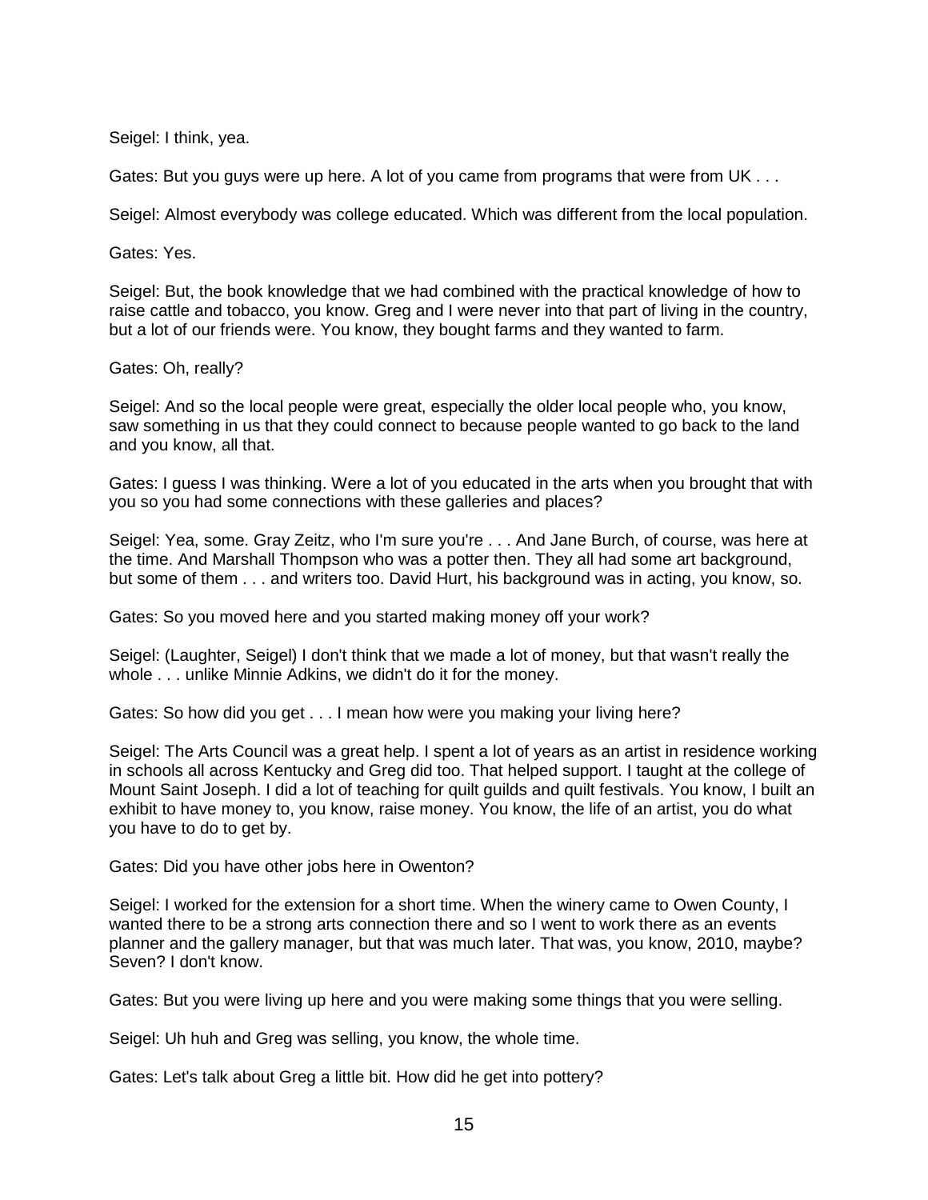Seigel: I think, yea.

Gates: But you guys were up here. A lot of you came from programs that were from UK . . .

Seigel: Almost everybody was college educated. Which was different from the local population.

Gates: Yes.

Seigel: But, the book knowledge that we had combined with the practical knowledge of how to raise cattle and tobacco, you know. Greg and I were never into that part of living in the country, but a lot of our friends were. You know, they bought farms and they wanted to farm.

Gates: Oh, really?

Seigel: And so the local people were great, especially the older local people who, you know, saw something in us that they could connect to because people wanted to go back to the land and you know, all that.

Gates: I guess I was thinking. Were a lot of you educated in the arts when you brought that with you so you had some connections with these galleries and places?

Seigel: Yea, some. Gray Zeitz, who I'm sure you're . . . And Jane Burch, of course, was here at the time. And Marshall Thompson who was a potter then. They all had some art background, but some of them . . . and writers too. David Hurt, his background was in acting, you know, so.

Gates: So you moved here and you started making money off your work?

Seigel: (Laughter, Seigel) I don't think that we made a lot of money, but that wasn't really the whole . . . unlike Minnie Adkins, we didn't do it for the money.

Gates: So how did you get . . . I mean how were you making your living here?

Seigel: The Arts Council was a great help. I spent a lot of years as an artist in residence working in schools all across Kentucky and Greg did too. That helped support. I taught at the college of Mount Saint Joseph. I did a lot of teaching for quilt guilds and quilt festivals. You know, I built an exhibit to have money to, you know, raise money. You know, the life of an artist, you do what you have to do to get by.

Gates: Did you have other jobs here in Owenton?

Seigel: I worked for the extension for a short time. When the winery came to Owen County, I wanted there to be a strong arts connection there and so I went to work there as an events planner and the gallery manager, but that was much later. That was, you know, 2010, maybe? Seven? I don't know.

Gates: But you were living up here and you were making some things that you were selling.

Seigel: Uh huh and Greg was selling, you know, the whole time.

Gates: Let's talk about Greg a little bit. How did he get into pottery?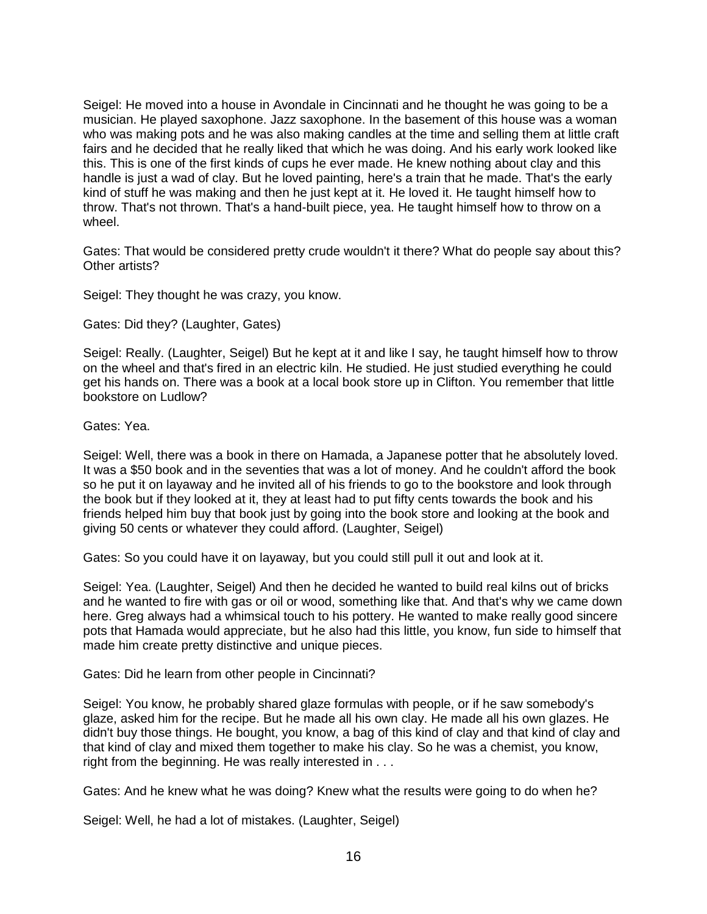Seigel: He moved into a house in Avondale in Cincinnati and he thought he was going to be a musician. He played saxophone. Jazz saxophone. In the basement of this house was a woman who was making pots and he was also making candles at the time and selling them at little craft fairs and he decided that he really liked that which he was doing. And his early work looked like this. This is one of the first kinds of cups he ever made. He knew nothing about clay and this handle is just a wad of clay. But he loved painting, here's a train that he made. That's the early kind of stuff he was making and then he just kept at it. He loved it. He taught himself how to throw. That's not thrown. That's a hand-built piece, yea. He taught himself how to throw on a wheel.

Gates: That would be considered pretty crude wouldn't it there? What do people say about this? Other artists?

Seigel: They thought he was crazy, you know.

Gates: Did they? (Laughter, Gates)

Seigel: Really. (Laughter, Seigel) But he kept at it and like I say, he taught himself how to throw on the wheel and that's fired in an electric kiln. He studied. He just studied everything he could get his hands on. There was a book at a local book store up in Clifton. You remember that little bookstore on Ludlow?

Gates: Yea.

Seigel: Well, there was a book in there on Hamada, a Japanese potter that he absolutely loved. It was a $50 book and in the seventies that was a lot of money. And he couldn't afford the book so he put it on layaway and he invited all of his friends to go to the bookstore and look through the book but if they looked at it, they at least had to put fifty cents towards the book and his friends helped him buy that book just by going into the book store and looking at the book and giving 50 cents or whatever they could afford. (Laughter, Seigel)

Gates: So you could have it on layaway, but you could still pull it out and look at it.

Seigel: Yea. (Laughter, Seigel) And then he decided he wanted to build real kilns out of bricks and he wanted to fire with gas or oil or wood, something like that. And that's why we came down here. Greg always had a whimsical touch to his pottery. He wanted to make really good sincere pots that Hamada would appreciate, but he also had this little, you know, fun side to himself that made him create pretty distinctive and unique pieces.

Gates: Did he learn from other people in Cincinnati?

Seigel: You know, he probably shared glaze formulas with people, or if he saw somebody's glaze, asked him for the recipe. But he made all his own clay. He made all his own glazes. He didn't buy those things. He bought, you know, a bag of this kind of clay and that kind of clay and that kind of clay and mixed them together to make his clay. So he was a chemist, you know, right from the beginning. He was really interested in . . .

Gates: And he knew what he was doing? Knew what the results were going to do when he?

Seigel: Well, he had a lot of mistakes. (Laughter, Seigel)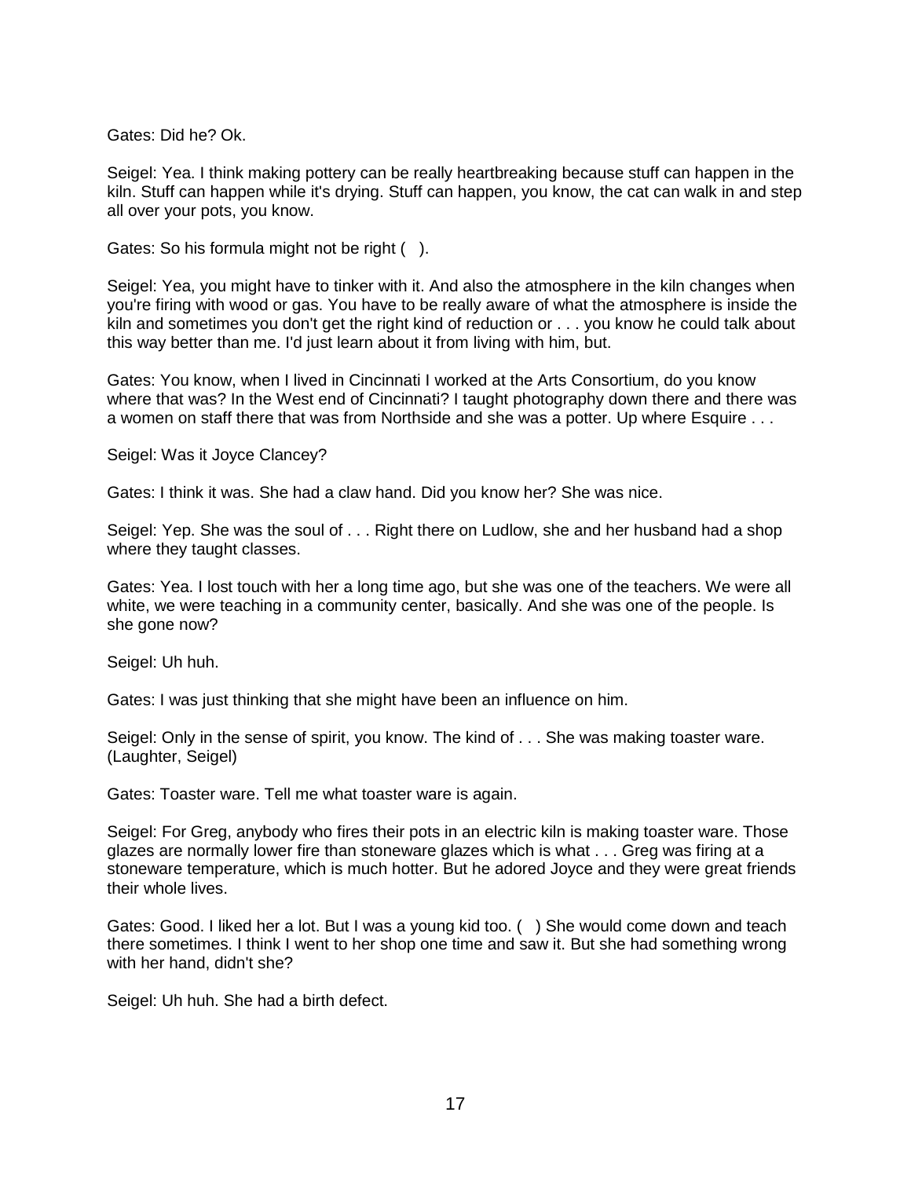Gates: Did he? Ok.

Seigel: Yea. I think making pottery can be really heartbreaking because stuff can happen in the kiln. Stuff can happen while it's drying. Stuff can happen, you know, the cat can walk in and step all over your pots, you know.

Gates: So his formula might not be right ( ).

Seigel: Yea, you might have to tinker with it. And also the atmosphere in the kiln changes when you're firing with wood or gas. You have to be really aware of what the atmosphere is inside the kiln and sometimes you don't get the right kind of reduction or . . . you know he could talk about this way better than me. I'd just learn about it from living with him, but.

Gates: You know, when I lived in Cincinnati I worked at the Arts Consortium, do you know where that was? In the West end of Cincinnati? I taught photography down there and there was a women on staff there that was from Northside and she was a potter. Up where Esquire . . .

Seigel: Was it Joyce Clancey?

Gates: I think it was. She had a claw hand. Did you know her? She was nice.

Seigel: Yep. She was the soul of . . . Right there on Ludlow, she and her husband had a shop where they taught classes.

Gates: Yea. I lost touch with her a long time ago, but she was one of the teachers. We were all white, we were teaching in a community center, basically. And she was one of the people. Is she gone now?

Seigel: Uh huh.

Gates: I was just thinking that she might have been an influence on him.

Seigel: Only in the sense of spirit, you know. The kind of . . . She was making toaster ware. (Laughter, Seigel)

Gates: Toaster ware. Tell me what toaster ware is again.

Seigel: For Greg, anybody who fires their pots in an electric kiln is making toaster ware. Those glazes are normally lower fire than stoneware glazes which is what . . . Greg was firing at a stoneware temperature, which is much hotter. But he adored Joyce and they were great friends their whole lives.

Gates: Good. I liked her a lot. But I was a young kid too. ( ) She would come down and teach there sometimes. I think I went to her shop one time and saw it. But she had something wrong with her hand, didn't she?

Seigel: Uh huh. She had a birth defect.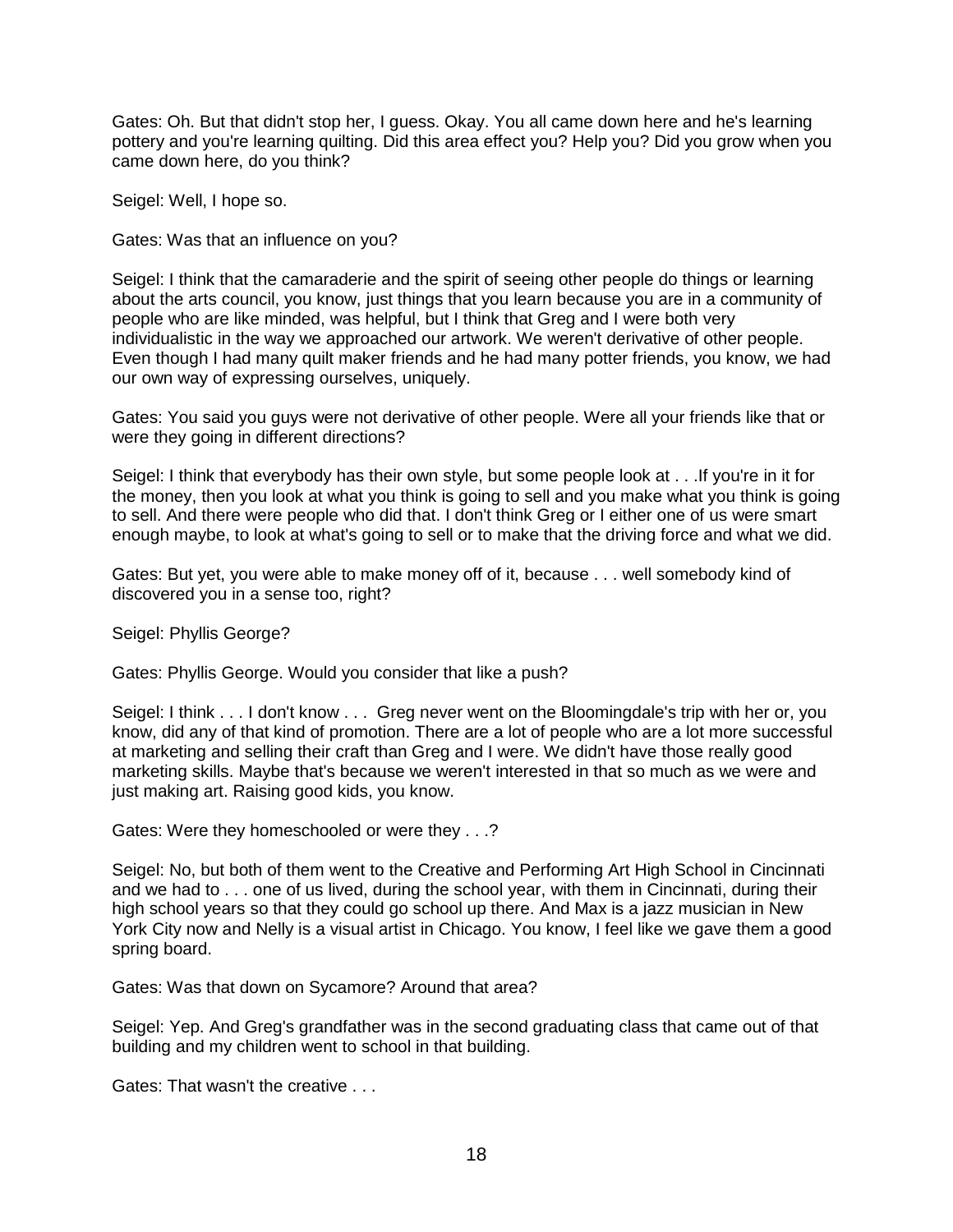Gates: Oh. But that didn't stop her, I guess. Okay. You all came down here and he's learning pottery and you're learning quilting. Did this area effect you? Help you? Did you grow when you came down here, do you think?

Seigel: Well, I hope so.

Gates: Was that an influence on you?

Seigel: I think that the camaraderie and the spirit of seeing other people do things or learning about the arts council, you know, just things that you learn because you are in a community of people who are like minded, was helpful, but I think that Greg and I were both very individualistic in the way we approached our artwork. We weren't derivative of other people. Even though I had many quilt maker friends and he had many potter friends, you know, we had our own way of expressing ourselves, uniquely.

Gates: You said you guys were not derivative of other people. Were all your friends like that or were they going in different directions?

Seigel: I think that everybody has their own style, but some people look at . . .If you're in it for the money, then you look at what you think is going to sell and you make what you think is going to sell. And there were people who did that. I don't think Greg or I either one of us were smart enough maybe, to look at what's going to sell or to make that the driving force and what we did.

Gates: But yet, you were able to make money off of it, because . . . well somebody kind of discovered you in a sense too, right?

Seigel: Phyllis George?

Gates: Phyllis George. Would you consider that like a push?

Seigel: I think . . . I don't know . . . Greg never went on the Bloomingdale's trip with her or, you know, did any of that kind of promotion. There are a lot of people who are a lot more successful at marketing and selling their craft than Greg and I were. We didn't have those really good marketing skills. Maybe that's because we weren't interested in that so much as we were and just making art. Raising good kids, you know.

Gates: Were they homeschooled or were they . . .?

Seigel: No, but both of them went to the Creative and Performing Art High School in Cincinnati and we had to . . . one of us lived, during the school year, with them in Cincinnati, during their high school years so that they could go school up there. And Max is a jazz musician in New York City now and Nelly is a visual artist in Chicago. You know, I feel like we gave them a good spring board.

Gates: Was that down on Sycamore? Around that area?

Seigel: Yep. And Greg's grandfather was in the second graduating class that came out of that building and my children went to school in that building.

Gates: That wasn't the creative . . .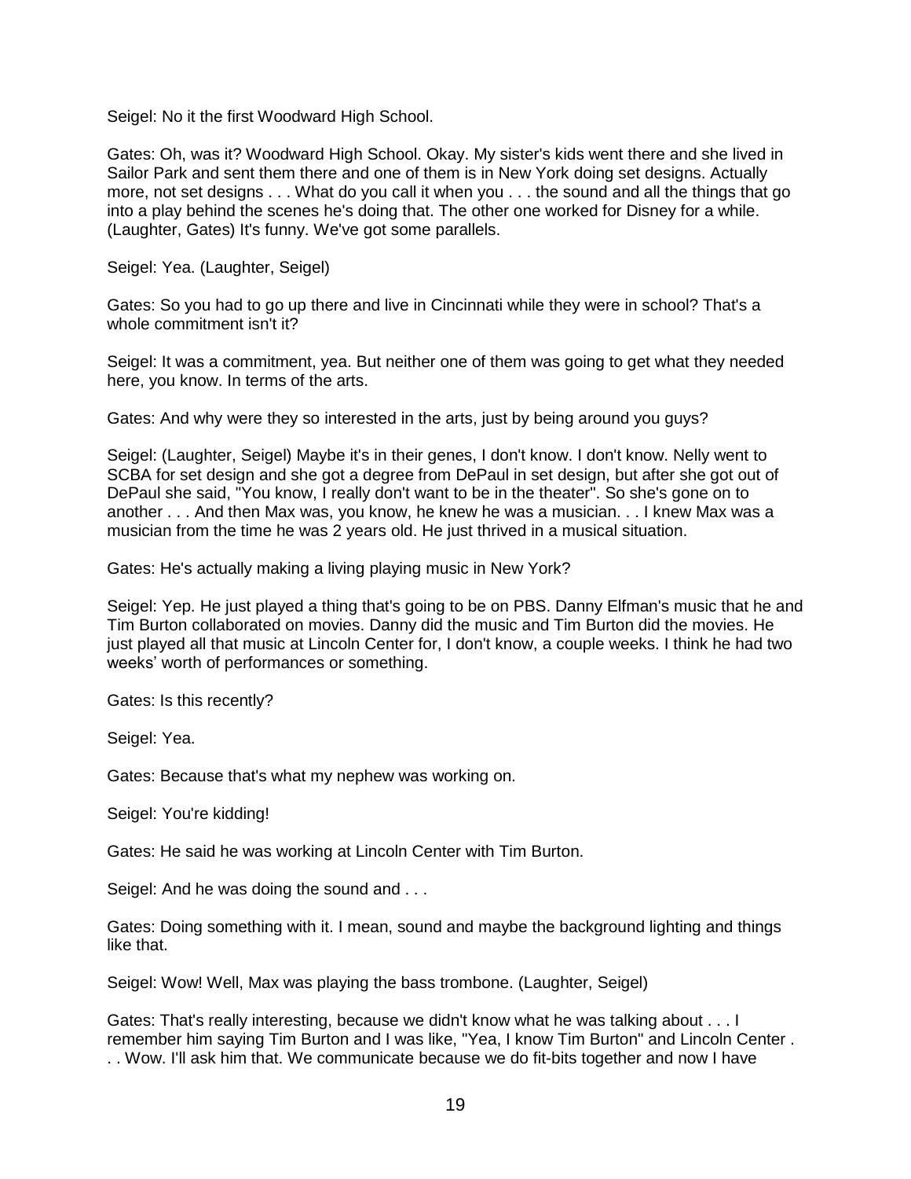Seigel: No it the first Woodward High School.

Gates: Oh, was it? Woodward High School. Okay. My sister's kids went there and she lived in Sailor Park and sent them there and one of them is in New York doing set designs. Actually more, not set designs . . . What do you call it when you . . . the sound and all the things that go into a play behind the scenes he's doing that. The other one worked for Disney for a while. (Laughter, Gates) It's funny. We've got some parallels.

Seigel: Yea. (Laughter, Seigel)

Gates: So you had to go up there and live in Cincinnati while they were in school? That's a whole commitment isn't it?

Seigel: It was a commitment, yea. But neither one of them was going to get what they needed here, you know. In terms of the arts.

Gates: And why were they so interested in the arts, just by being around you guys?

Seigel: (Laughter, Seigel) Maybe it's in their genes, I don't know. I don't know. Nelly went to SCBA for set design and she got a degree from DePaul in set design, but after she got out of DePaul she said, "You know, I really don't want to be in the theater". So she's gone on to another . . . And then Max was, you know, he knew he was a musician. . . I knew Max was a musician from the time he was 2 years old. He just thrived in a musical situation.

Gates: He's actually making a living playing music in New York?

Seigel: Yep. He just played a thing that's going to be on PBS. Danny Elfman's music that he and Tim Burton collaborated on movies. Danny did the music and Tim Burton did the movies. He just played all that music at Lincoln Center for, I don't know, a couple weeks. I think he had two weeks' worth of performances or something.

Gates: Is this recently?

Seigel: Yea.

Gates: Because that's what my nephew was working on.

Seigel: You're kidding!

Gates: He said he was working at Lincoln Center with Tim Burton.

Seigel: And he was doing the sound and . . .

Gates: Doing something with it. I mean, sound and maybe the background lighting and things like that.

Seigel: Wow! Well, Max was playing the bass trombone. (Laughter, Seigel)

Gates: That's really interesting, because we didn't know what he was talking about . . . I remember him saying Tim Burton and I was like, "Yea, I know Tim Burton" and Lincoln Center . . . Wow. I'll ask him that. We communicate because we do fit-bits together and now I have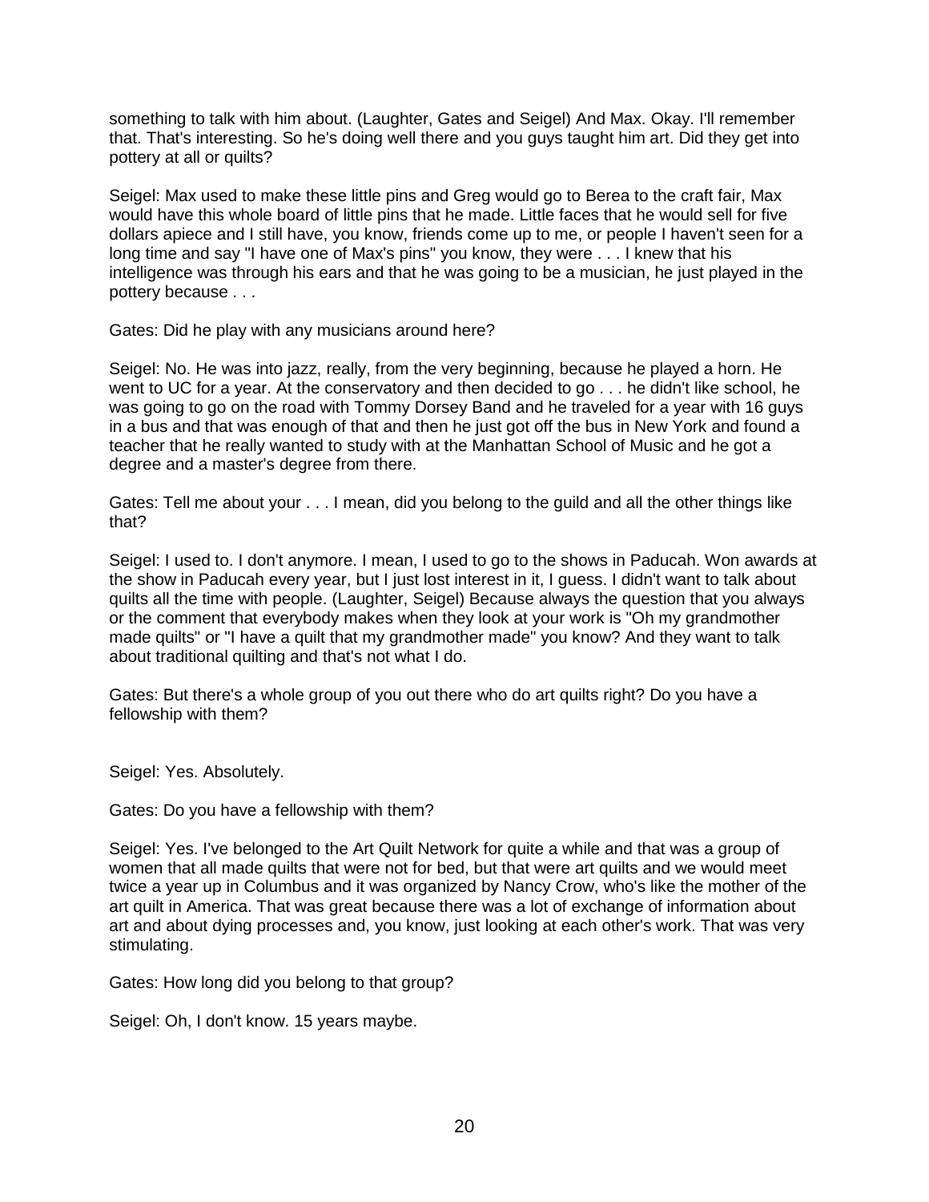something to talk with him about. (Laughter, Gates and Seigel) And Max. Okay. I'll remember that. That's interesting. So he's doing well there and you guys taught him art. Did they get into pottery at all or quilts?

Seigel: Max used to make these little pins and Greg would go to Berea to the craft fair, Max would have this whole board of little pins that he made. Little faces that he would sell for five dollars apiece and I still have, you know, friends come up to me, or people I haven't seen for a long time and say "I have one of Max's pins" you know, they were . . . I knew that his intelligence was through his ears and that he was going to be a musician, he just played in the pottery because . . .

Gates: Did he play with any musicians around here?

Seigel: No. He was into jazz, really, from the very beginning, because he played a horn. He went to UC for a year. At the conservatory and then decided to go . . . he didn't like school, he was going to go on the road with Tommy Dorsey Band and he traveled for a year with 16 guys in a bus and that was enough of that and then he just got off the bus in New York and found a teacher that he really wanted to study with at the Manhattan School of Music and he got a degree and a master's degree from there.

Gates: Tell me about your . . . I mean, did you belong to the guild and all the other things like that?

Seigel: I used to. I don't anymore. I mean, I used to go to the shows in Paducah. Won awards at the show in Paducah every year, but I just lost interest in it, I guess. I didn't want to talk about quilts all the time with people. (Laughter, Seigel) Because always the question that you always or the comment that everybody makes when they look at your work is "Oh my grandmother made quilts" or "I have a quilt that my grandmother made" you know? And they want to talk about traditional quilting and that's not what I do.

Gates: But there's a whole group of you out there who do art quilts right? Do you have a fellowship with them?

Seigel: Yes. Absolutely.

Gates: Do you have a fellowship with them?

Seigel: Yes. I've belonged to the Art Quilt Network for quite a while and that was a group of women that all made quilts that were not for bed, but that were art quilts and we would meet twice a year up in Columbus and it was organized by Nancy Crow, who's like the mother of the art quilt in America. That was great because there was a lot of exchange of information about art and about dying processes and, you know, just looking at each other's work. That was very stimulating.

Gates: How long did you belong to that group?

Seigel: Oh, I don't know. 15 years maybe.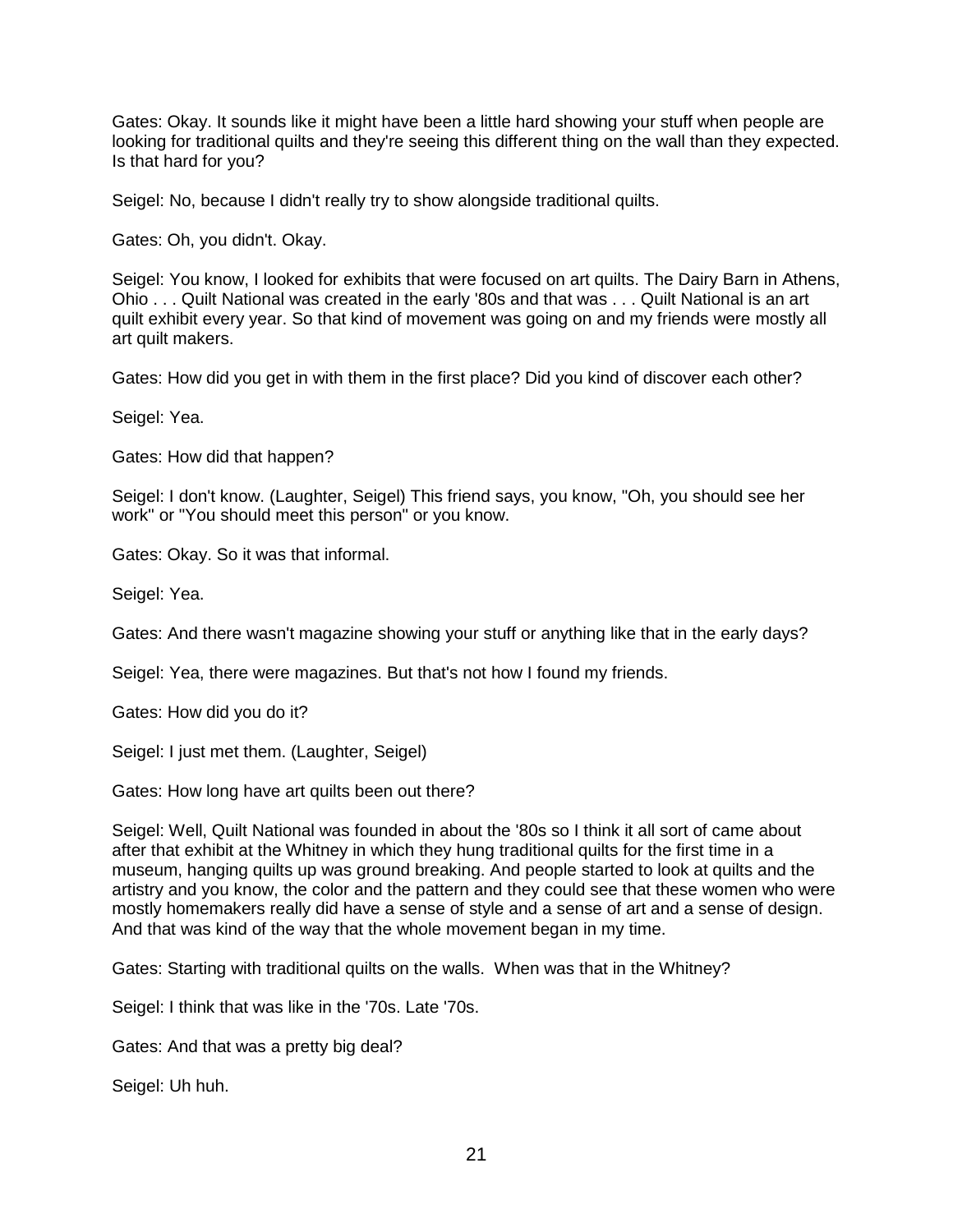Gates: Okay. It sounds like it might have been a little hard showing your stuff when people are looking for traditional quilts and they're seeing this different thing on the wall than they expected. Is that hard for you?

Seigel: No, because I didn't really try to show alongside traditional quilts.

Gates: Oh, you didn't. Okay.

Seigel: You know, I looked for exhibits that were focused on art quilts. The Dairy Barn in Athens, Ohio . . . Quilt National was created in the early '80s and that was . . . Quilt National is an art quilt exhibit every year. So that kind of movement was going on and my friends were mostly all art quilt makers.

Gates: How did you get in with them in the first place? Did you kind of discover each other?

Seigel: Yea.

Gates: How did that happen?

Seigel: I don't know. (Laughter, Seigel) This friend says, you know, "Oh, you should see her work" or "You should meet this person" or you know.

Gates: Okay. So it was that informal.

Seigel: Yea.

Gates: And there wasn't magazine showing your stuff or anything like that in the early days?

Seigel: Yea, there were magazines. But that's not how I found my friends.

Gates: How did you do it?

Seigel: I just met them. (Laughter, Seigel)

Gates: How long have art quilts been out there?

Seigel: Well, Quilt National was founded in about the '80s so I think it all sort of came about after that exhibit at the Whitney in which they hung traditional quilts for the first time in a museum, hanging quilts up was ground breaking. And people started to look at quilts and the artistry and you know, the color and the pattern and they could see that these women who were mostly homemakers really did have a sense of style and a sense of art and a sense of design. And that was kind of the way that the whole movement began in my time.

Gates: Starting with traditional quilts on the walls. When was that in the Whitney?

Seigel: I think that was like in the '70s. Late '70s.

Gates: And that was a pretty big deal?

Seigel: Uh huh.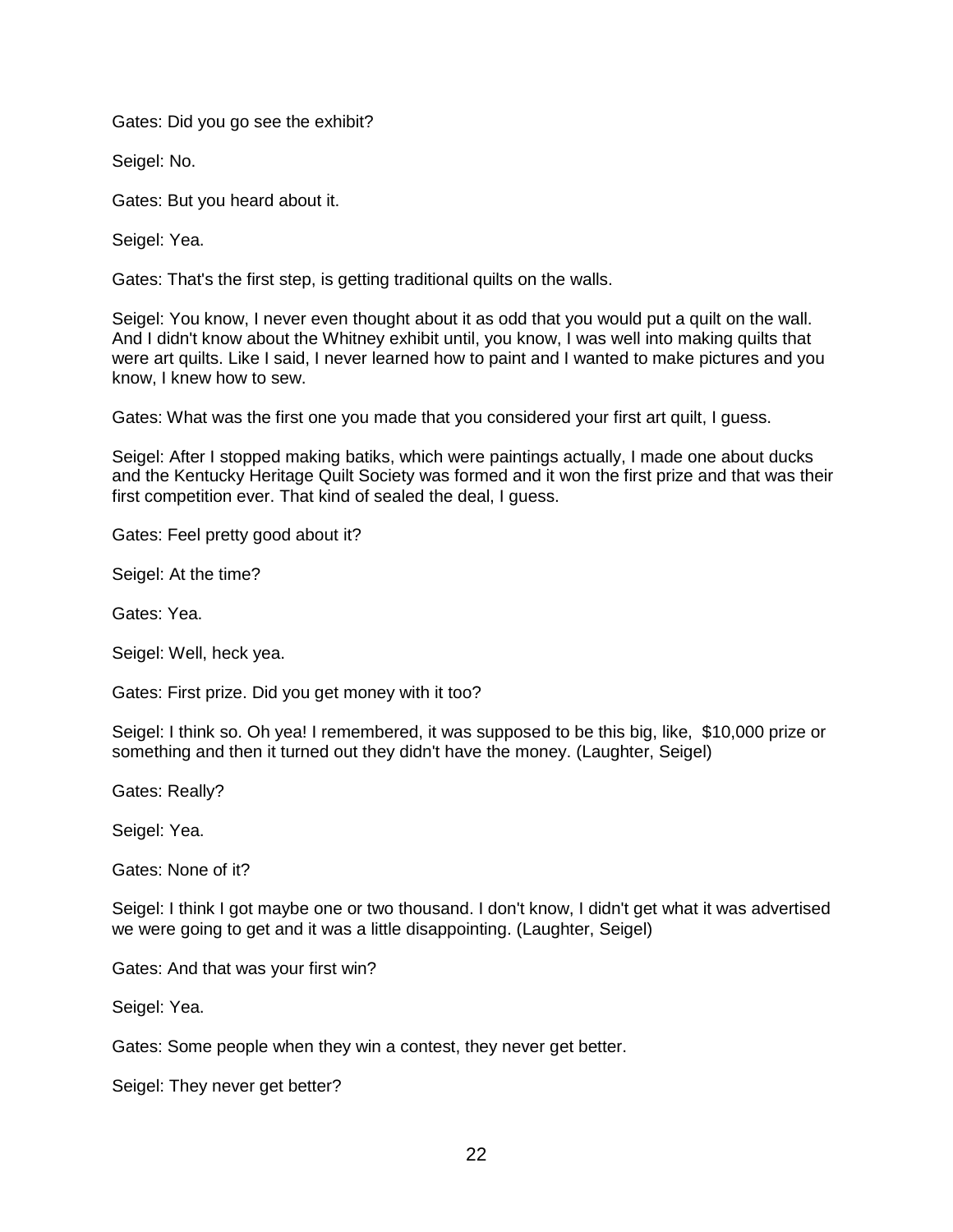Gates: Did you go see the exhibit?

Seigel: No.

Gates: But you heard about it.

Seigel: Yea.

Gates: That's the first step, is getting traditional quilts on the walls.

Seigel: You know, I never even thought about it as odd that you would put a quilt on the wall. And I didn't know about the Whitney exhibit until, you know, I was well into making quilts that were art quilts. Like I said, I never learned how to paint and I wanted to make pictures and you know, I knew how to sew.

Gates: What was the first one you made that you considered your first art quilt, I guess.

Seigel: After I stopped making batiks, which were paintings actually, I made one about ducks and the Kentucky Heritage Quilt Society was formed and it won the first prize and that was their first competition ever. That kind of sealed the deal, I guess.

Gates: Feel pretty good about it?

Seigel: At the time?

Gates: Yea.

Seigel: Well, heck yea.

Gates: First prize. Did you get money with it too?

Seigel: I think so. Oh yea! I remembered, it was supposed to be this big, like, $10,000 prize or something and then it turned out they didn't have the money. (Laughter, Seigel)

Gates: Really?

Seigel: Yea.

Gates: None of it?

Seigel: I think I got maybe one or two thousand. I don't know, I didn't get what it was advertised we were going to get and it was a little disappointing. (Laughter, Seigel)

Gates: And that was your first win?

Seigel: Yea.

Gates: Some people when they win a contest, they never get better.

Seigel: They never get better?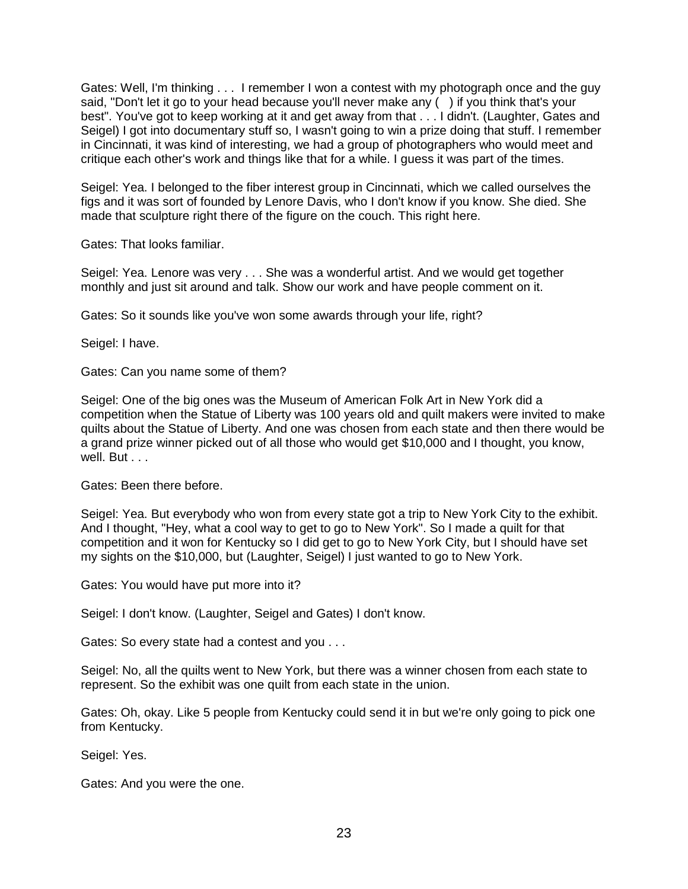Gates: Well, I'm thinking . . . I remember I won a contest with my photograph once and the guy said, "Don't let it go to your head because you'll never make any ( ) if you think that's your best". You've got to keep working at it and get away from that . . . I didn't. (Laughter, Gates and Seigel) I got into documentary stuff so, I wasn't going to win a prize doing that stuff. I remember in Cincinnati, it was kind of interesting, we had a group of photographers who would meet and critique each other's work and things like that for a while. I guess it was part of the times.

Seigel: Yea. I belonged to the fiber interest group in Cincinnati, which we called ourselves the figs and it was sort of founded by Lenore Davis, who I don't know if you know. She died. She made that sculpture right there of the figure on the couch. This right here.

Gates: That looks familiar.

Seigel: Yea. Lenore was very . . . She was a wonderful artist. And we would get together monthly and just sit around and talk. Show our work and have people comment on it.

Gates: So it sounds like you've won some awards through your life, right?

Seigel: I have.

Gates: Can you name some of them?

Seigel: One of the big ones was the Museum of American Folk Art in New York did a competition when the Statue of Liberty was 100 years old and quilt makers were invited to make quilts about the Statue of Liberty. And one was chosen from each state and then there would be a grand prize winner picked out of all those who would get $10,000 and I thought, you know, well. But . . .

Gates: Been there before.

Seigel: Yea. But everybody who won from every state got a trip to New York City to the exhibit. And I thought, "Hey, what a cool way to get to go to New York". So I made a quilt for that competition and it won for Kentucky so I did get to go to New York City, but I should have set my sights on the $10,000, but (Laughter, Seigel) I just wanted to go to New York.

Gates: You would have put more into it?

Seigel: I don't know. (Laughter, Seigel and Gates) I don't know.

Gates: So every state had a contest and you . . .

Seigel: No, all the quilts went to New York, but there was a winner chosen from each state to represent. So the exhibit was one quilt from each state in the union.

Gates: Oh, okay. Like 5 people from Kentucky could send it in but we're only going to pick one from Kentucky.

Seigel: Yes.

Gates: And you were the one.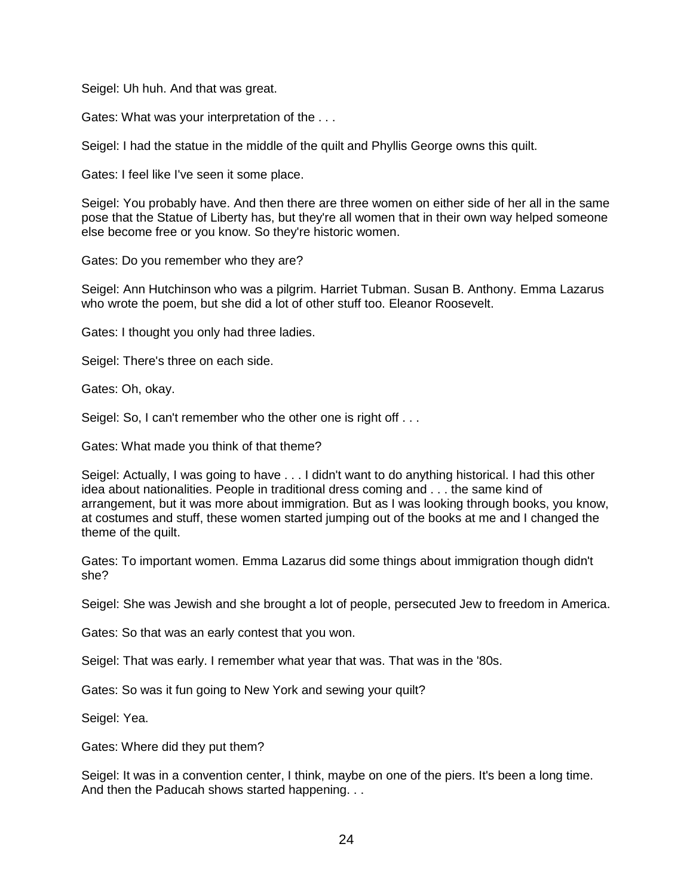Seigel: Uh huh. And that was great.

Gates: What was your interpretation of the . . .

Seigel: I had the statue in the middle of the quilt and Phyllis George owns this quilt.

Gates: I feel like I've seen it some place.

Seigel: You probably have. And then there are three women on either side of her all in the same pose that the Statue of Liberty has, but they're all women that in their own way helped someone else become free or you know. So they're historic women.

Gates: Do you remember who they are?

Seigel: Ann Hutchinson who was a pilgrim. Harriet Tubman. Susan B. Anthony. Emma Lazarus who wrote the poem, but she did a lot of other stuff too. Eleanor Roosevelt.

Gates: I thought you only had three ladies.

Seigel: There's three on each side.

Gates: Oh, okay.

Seigel: So, I can't remember who the other one is right off . . .

Gates: What made you think of that theme?

Seigel: Actually, I was going to have . . . I didn't want to do anything historical. I had this other idea about nationalities. People in traditional dress coming and . . . the same kind of arrangement, but it was more about immigration. But as I was looking through books, you know, at costumes and stuff, these women started jumping out of the books at me and I changed the theme of the quilt.

Gates: To important women. Emma Lazarus did some things about immigration though didn't she?

Seigel: She was Jewish and she brought a lot of people, persecuted Jew to freedom in America.

Gates: So that was an early contest that you won.

Seigel: That was early. I remember what year that was. That was in the '80s.

Gates: So was it fun going to New York and sewing your quilt?

Seigel: Yea.

Gates: Where did they put them?

Seigel: It was in a convention center, I think, maybe on one of the piers. It's been a long time. And then the Paducah shows started happening. . .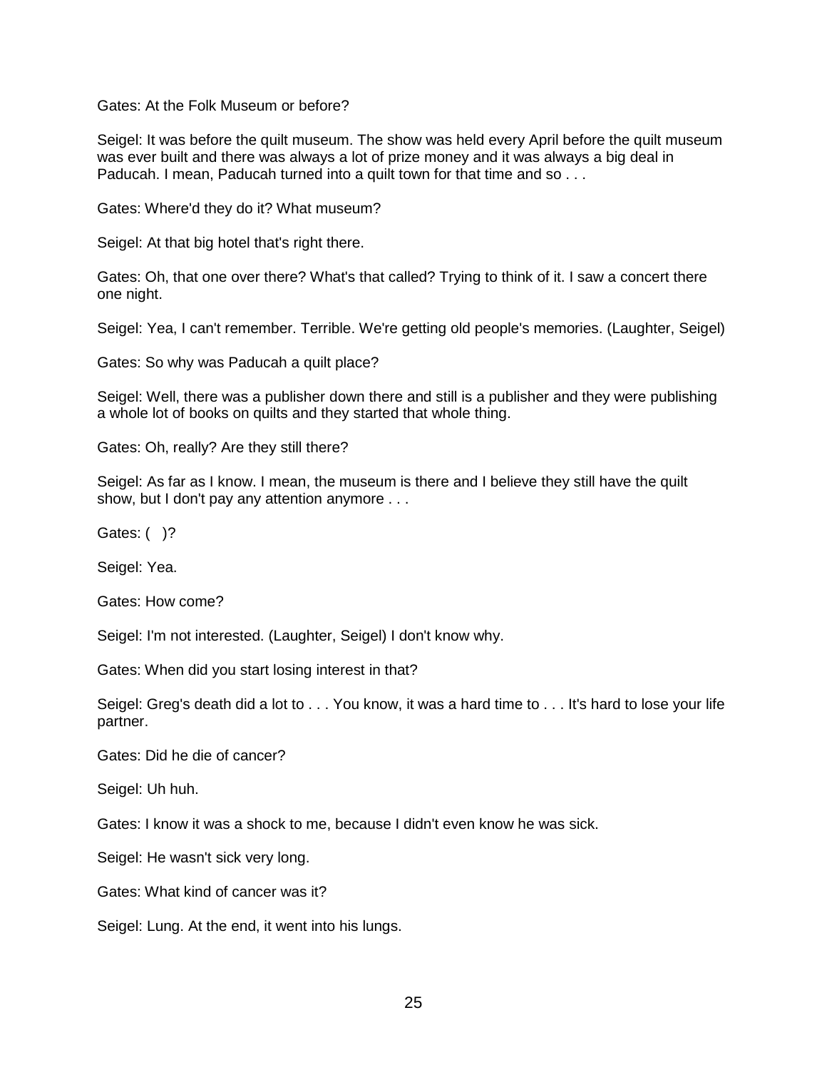Gates: At the Folk Museum or before?

Seigel: It was before the quilt museum. The show was held every April before the quilt museum was ever built and there was always a lot of prize money and it was always a big deal in Paducah. I mean, Paducah turned into a quilt town for that time and so . . .

Gates: Where'd they do it? What museum?

Seigel: At that big hotel that's right there.

Gates: Oh, that one over there? What's that called? Trying to think of it. I saw a concert there one night.

Seigel: Yea, I can't remember. Terrible. We're getting old people's memories. (Laughter, Seigel)

Gates: So why was Paducah a quilt place?

Seigel: Well, there was a publisher down there and still is a publisher and they were publishing a whole lot of books on quilts and they started that whole thing.

Gates: Oh, really? Are they still there?

Seigel: As far as I know. I mean, the museum is there and I believe they still have the quilt show, but I don't pay any attention anymore . . .

Gates: (   )?

Seigel: Yea.

Gates: How come?

Seigel: I'm not interested. (Laughter, Seigel) I don't know why.

Gates: When did you start losing interest in that?

Seigel: Greg's death did a lot to . . . You know, it was a hard time to . . . It's hard to lose your life partner.

Gates: Did he die of cancer?

Seigel: Uh huh.

Gates: I know it was a shock to me, because I didn't even know he was sick.

Seigel: He wasn't sick very long.

Gates: What kind of cancer was it?

Seigel: Lung. At the end, it went into his lungs.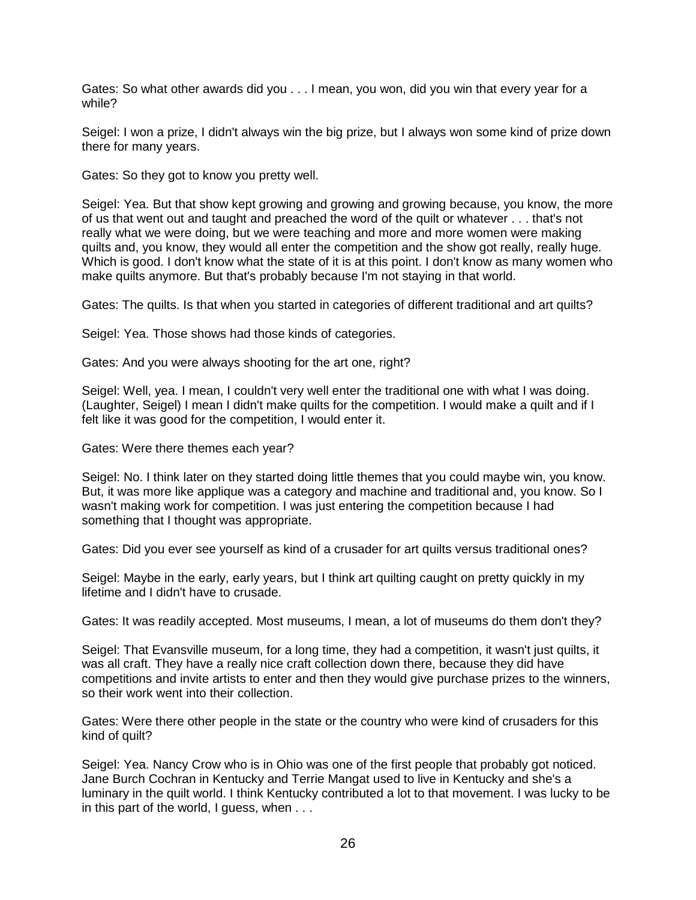Gates: So what other awards did you . . . I mean, you won, did you win that every year for a while?

Seigel: I won a prize, I didn't always win the big prize, but I always won some kind of prize down there for many years.

Gates: So they got to know you pretty well.

Seigel: Yea. But that show kept growing and growing and growing because, you know, the more of us that went out and taught and preached the word of the quilt or whatever . . . that's not really what we were doing, but we were teaching and more and more women were making quilts and, you know, they would all enter the competition and the show got really, really huge. Which is good. I don't know what the state of it is at this point. I don't know as many women who make quilts anymore. But that's probably because I'm not staying in that world.

Gates: The quilts. Is that when you started in categories of different traditional and art quilts?

Seigel: Yea. Those shows had those kinds of categories.

Gates: And you were always shooting for the art one, right?

Seigel: Well, yea. I mean, I couldn't very well enter the traditional one with what I was doing. (Laughter, Seigel) I mean I didn't make quilts for the competition. I would make a quilt and if I felt like it was good for the competition, I would enter it.

Gates: Were there themes each year?

Seigel: No. I think later on they started doing little themes that you could maybe win, you know. But, it was more like applique was a category and machine and traditional and, you know. So I wasn't making work for competition. I was just entering the competition because I had something that I thought was appropriate.

Gates: Did you ever see yourself as kind of a crusader for art quilts versus traditional ones?

Seigel: Maybe in the early, early years, but I think art quilting caught on pretty quickly in my lifetime and I didn't have to crusade.

Gates: It was readily accepted. Most museums, I mean, a lot of museums do them don't they?

Seigel: That Evansville museum, for a long time, they had a competition, it wasn't just quilts, it was all craft. They have a really nice craft collection down there, because they did have competitions and invite artists to enter and then they would give purchase prizes to the winners, so their work went into their collection.

Gates: Were there other people in the state or the country who were kind of crusaders for this kind of quilt?

Seigel: Yea. Nancy Crow who is in Ohio was one of the first people that probably got noticed. Jane Burch Cochran in Kentucky and Terrie Mangat used to live in Kentucky and she's a luminary in the quilt world. I think Kentucky contributed a lot to that movement. I was lucky to be in this part of the world, I guess, when . . .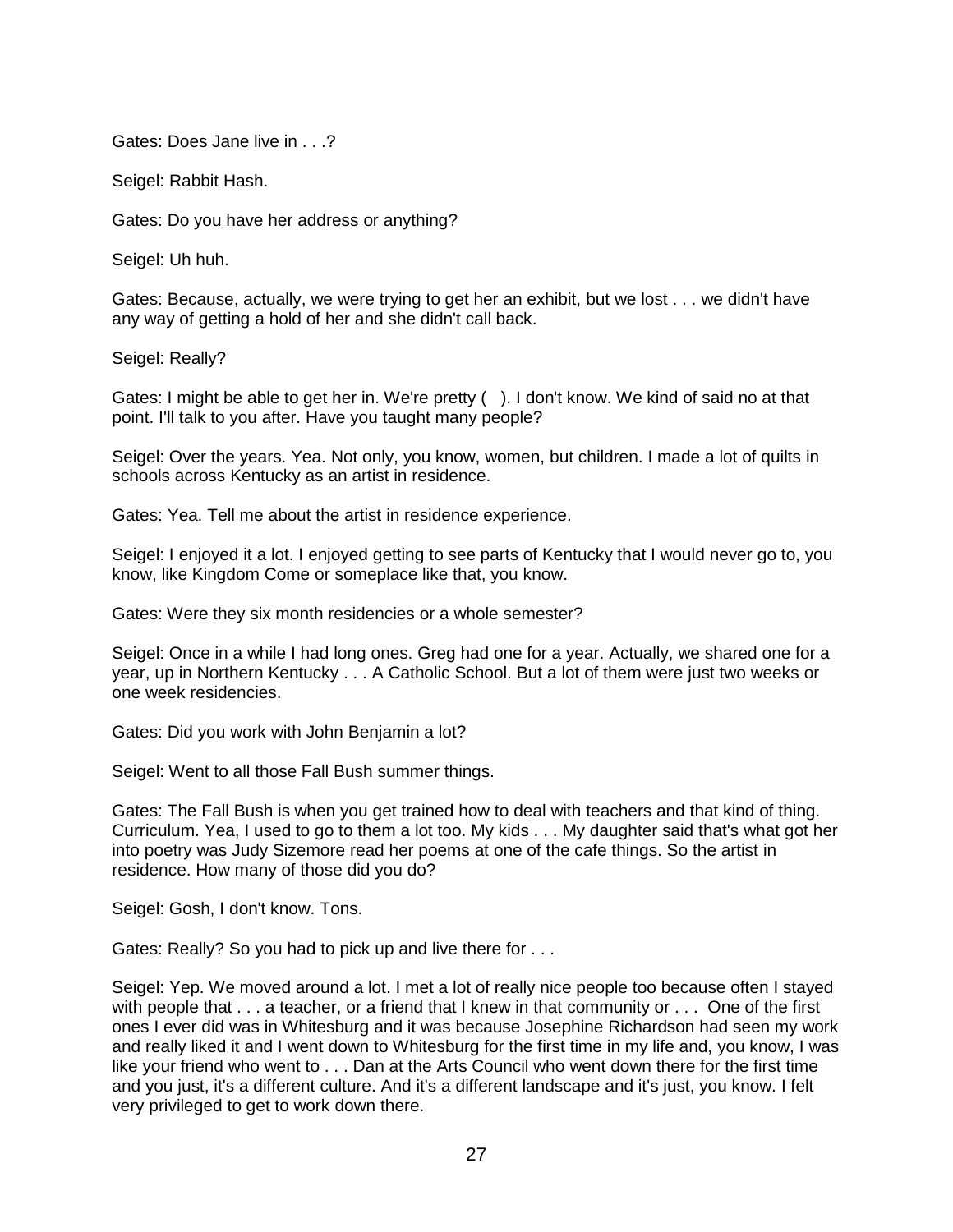Gates: Does Jane live in . . .?

Seigel: Rabbit Hash.

Gates: Do you have her address or anything?

Seigel: Uh huh.

Gates: Because, actually, we were trying to get her an exhibit, but we lost . . . we didn't have any way of getting a hold of her and she didn't call back.

Seigel: Really?

Gates: I might be able to get her in. We're pretty ( ). I don't know. We kind of said no at that point. I'll talk to you after. Have you taught many people?

Seigel: Over the years. Yea. Not only, you know, women, but children. I made a lot of quilts in schools across Kentucky as an artist in residence.

Gates: Yea. Tell me about the artist in residence experience.

Seigel: I enjoyed it a lot. I enjoyed getting to see parts of Kentucky that I would never go to, you know, like Kingdom Come or someplace like that, you know.

Gates: Were they six month residencies or a whole semester?

Seigel: Once in a while I had long ones. Greg had one for a year. Actually, we shared one for a year, up in Northern Kentucky . . . A Catholic School. But a lot of them were just two weeks or one week residencies.

Gates: Did you work with John Benjamin a lot?

Seigel: Went to all those Fall Bush summer things.

Gates: The Fall Bush is when you get trained how to deal with teachers and that kind of thing. Curriculum. Yea, I used to go to them a lot too. My kids . . . My daughter said that's what got her into poetry was Judy Sizemore read her poems at one of the cafe things. So the artist in residence. How many of those did you do?

Seigel: Gosh, I don't know. Tons.

Gates: Really? So you had to pick up and live there for . . .

Seigel: Yep. We moved around a lot. I met a lot of really nice people too because often I stayed with people that . . . a teacher, or a friend that I knew in that community or . . . One of the first ones I ever did was in Whitesburg and it was because Josephine Richardson had seen my work and really liked it and I went down to Whitesburg for the first time in my life and, you know, I was like your friend who went to . . . Dan at the Arts Council who went down there for the first time and you just, it's a different culture. And it's a different landscape and it's just, you know. I felt very privileged to get to work down there.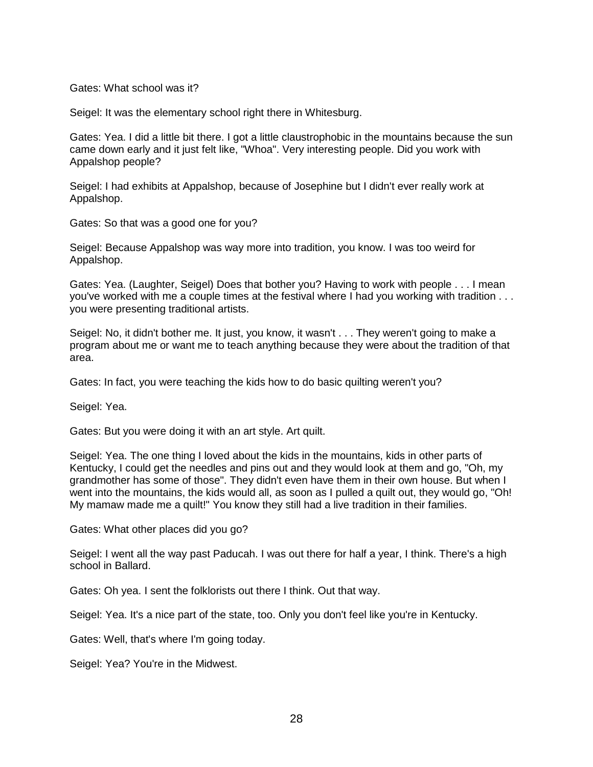Gates: What school was it?

Seigel: It was the elementary school right there in Whitesburg.

Gates: Yea. I did a little bit there. I got a little claustrophobic in the mountains because the sun came down early and it just felt like, "Whoa". Very interesting people. Did you work with Appalshop people?

Seigel: I had exhibits at Appalshop, because of Josephine but I didn't ever really work at Appalshop.

Gates: So that was a good one for you?

Seigel: Because Appalshop was way more into tradition, you know. I was too weird for Appalshop.

Gates: Yea. (Laughter, Seigel) Does that bother you? Having to work with people . . . I mean you've worked with me a couple times at the festival where I had you working with tradition . . . you were presenting traditional artists.

Seigel: No, it didn't bother me. It just, you know, it wasn't . . . They weren't going to make a program about me or want me to teach anything because they were about the tradition of that area.

Gates: In fact, you were teaching the kids how to do basic quilting weren't you?

Seigel: Yea.

Gates: But you were doing it with an art style. Art quilt.

Seigel: Yea. The one thing I loved about the kids in the mountains, kids in other parts of Kentucky, I could get the needles and pins out and they would look at them and go, "Oh, my grandmother has some of those". They didn't even have them in their own house. But when I went into the mountains, the kids would all, as soon as I pulled a quilt out, they would go, "Oh! My mamaw made me a quilt!" You know they still had a live tradition in their families.

Gates: What other places did you go?

Seigel: I went all the way past Paducah. I was out there for half a year, I think. There's a high school in Ballard.

Gates: Oh yea. I sent the folklorists out there I think. Out that way.

Seigel: Yea. It's a nice part of the state, too. Only you don't feel like you're in Kentucky.

Gates: Well, that's where I'm going today.

Seigel: Yea? You're in the Midwest.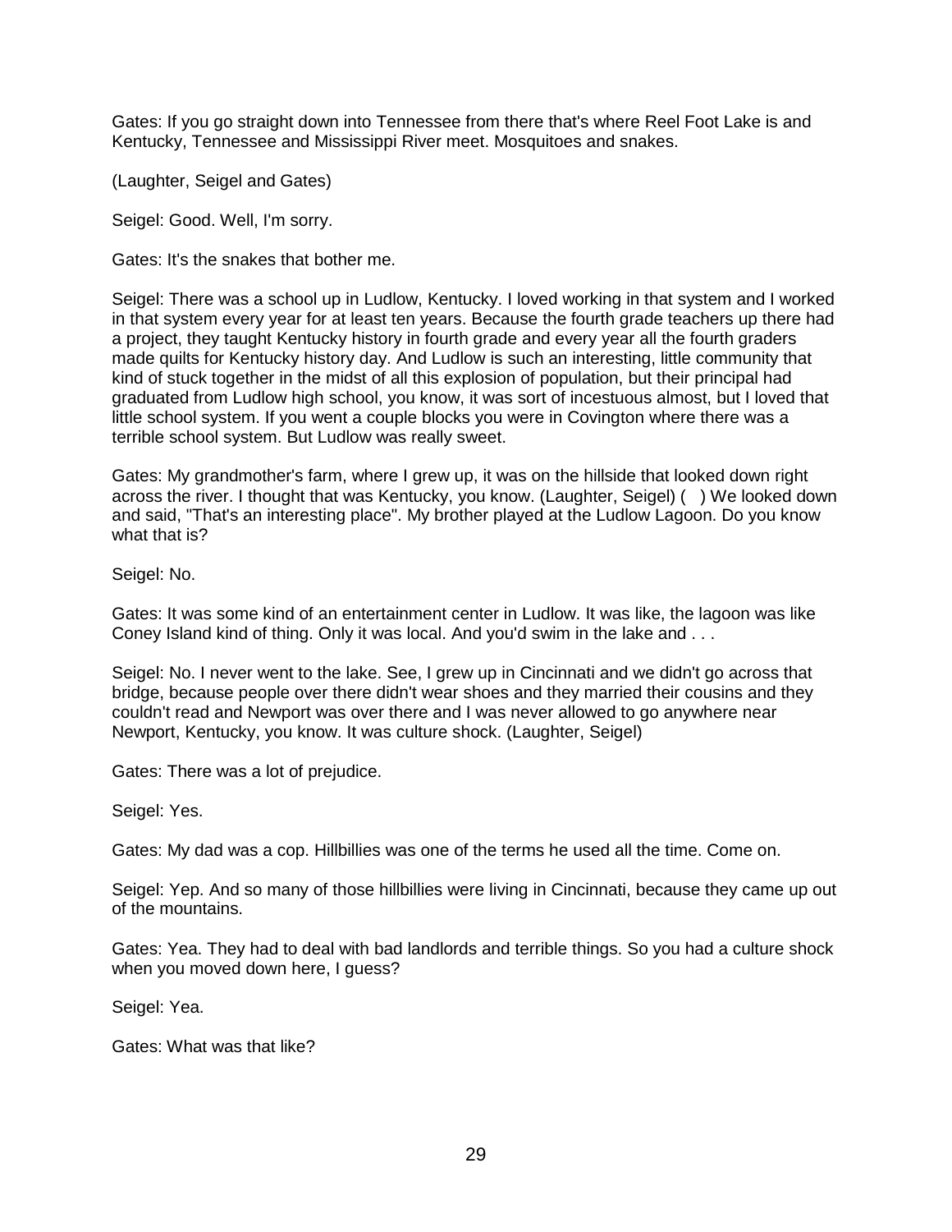Gates: If you go straight down into Tennessee from there that's where Reel Foot Lake is and Kentucky, Tennessee and Mississippi River meet. Mosquitoes and snakes.

(Laughter, Seigel and Gates)

Seigel: Good. Well, I'm sorry.

Gates: It's the snakes that bother me.

Seigel: There was a school up in Ludlow, Kentucky. I loved working in that system and I worked in that system every year for at least ten years. Because the fourth grade teachers up there had a project, they taught Kentucky history in fourth grade and every year all the fourth graders made quilts for Kentucky history day. And Ludlow is such an interesting, little community that kind of stuck together in the midst of all this explosion of population, but their principal had graduated from Ludlow high school, you know, it was sort of incestuous almost, but I loved that little school system. If you went a couple blocks you were in Covington where there was a terrible school system. But Ludlow was really sweet.

Gates: My grandmother's farm, where I grew up, it was on the hillside that looked down right across the river. I thought that was Kentucky, you know. (Laughter, Seigel) (  ) We looked down and said, "That's an interesting place". My brother played at the Ludlow Lagoon. Do you know what that is?

Seigel: No.

Gates: It was some kind of an entertainment center in Ludlow. It was like, the lagoon was like Coney Island kind of thing. Only it was local. And you'd swim in the lake and . . .

Seigel: No. I never went to the lake. See, I grew up in Cincinnati and we didn't go across that bridge, because people over there didn't wear shoes and they married their cousins and they couldn't read and Newport was over there and I was never allowed to go anywhere near Newport, Kentucky, you know. It was culture shock. (Laughter, Seigel)

Gates: There was a lot of prejudice.

Seigel: Yes.

Gates: My dad was a cop. Hillbillies was one of the terms he used all the time. Come on.

Seigel: Yep. And so many of those hillbillies were living in Cincinnati, because they came up out of the mountains.

Gates: Yea. They had to deal with bad landlords and terrible things. So you had a culture shock when you moved down here, I guess?

Seigel: Yea.

Gates: What was that like?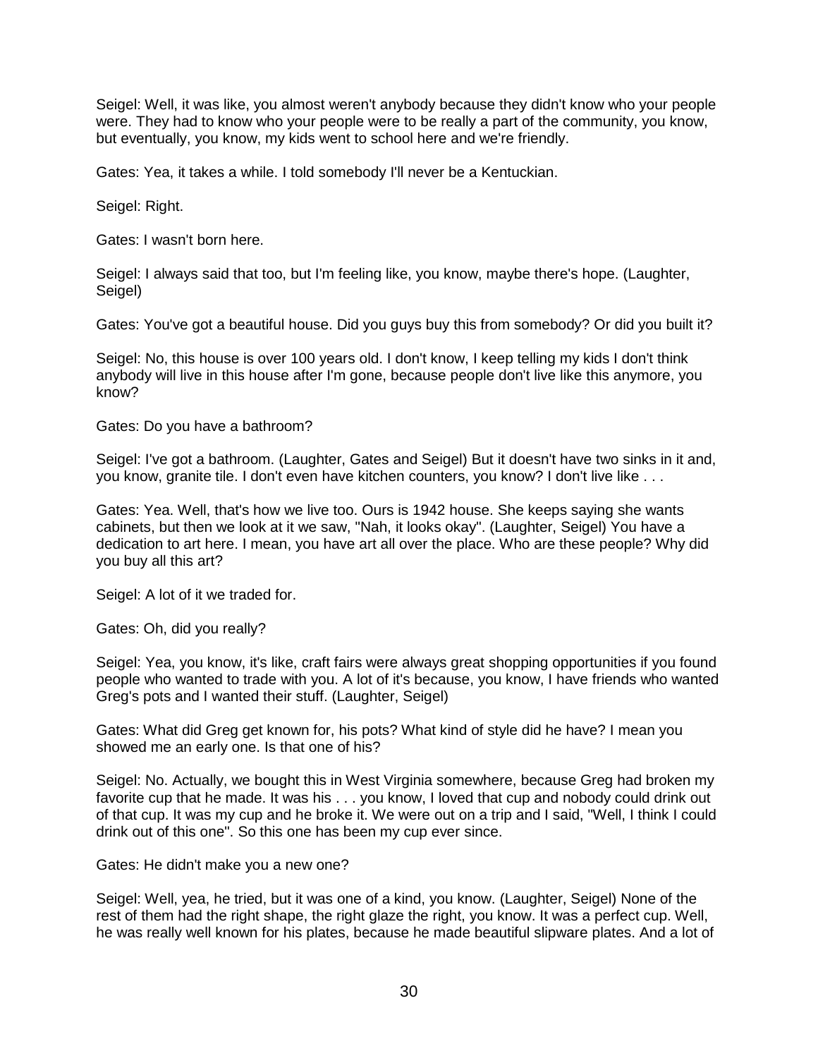Seigel: Well, it was like, you almost weren't anybody because they didn't know who your people were. They had to know who your people were to be really a part of the community, you know, but eventually, you know, my kids went to school here and we're friendly.

Gates: Yea, it takes a while. I told somebody I'll never be a Kentuckian.

Seigel: Right.

Gates: I wasn't born here.

Seigel: I always said that too, but I'm feeling like, you know, maybe there's hope. (Laughter, Seigel)

Gates: You've got a beautiful house. Did you guys buy this from somebody? Or did you built it?

Seigel: No, this house is over 100 years old. I don't know, I keep telling my kids I don't think anybody will live in this house after I'm gone, because people don't live like this anymore, you know?

Gates: Do you have a bathroom?

Seigel: I've got a bathroom. (Laughter, Gates and Seigel) But it doesn't have two sinks in it and, you know, granite tile. I don't even have kitchen counters, you know? I don't live like . . .

Gates: Yea. Well, that's how we live too. Ours is 1942 house. She keeps saying she wants cabinets, but then we look at it we saw, "Nah, it looks okay". (Laughter, Seigel) You have a dedication to art here. I mean, you have art all over the place. Who are these people? Why did you buy all this art?

Seigel: A lot of it we traded for.

Gates: Oh, did you really?

Seigel: Yea, you know, it's like, craft fairs were always great shopping opportunities if you found people who wanted to trade with you. A lot of it's because, you know, I have friends who wanted Greg's pots and I wanted their stuff. (Laughter, Seigel)

Gates: What did Greg get known for, his pots? What kind of style did he have? I mean you showed me an early one. Is that one of his?

Seigel: No. Actually, we bought this in West Virginia somewhere, because Greg had broken my favorite cup that he made. It was his . . . you know, I loved that cup and nobody could drink out of that cup. It was my cup and he broke it. We were out on a trip and I said, "Well, I think I could drink out of this one". So this one has been my cup ever since.

Gates: He didn't make you a new one?

Seigel: Well, yea, he tried, but it was one of a kind, you know. (Laughter, Seigel) None of the rest of them had the right shape, the right glaze the right, you know. It was a perfect cup. Well, he was really well known for his plates, because he made beautiful slipware plates. And a lot of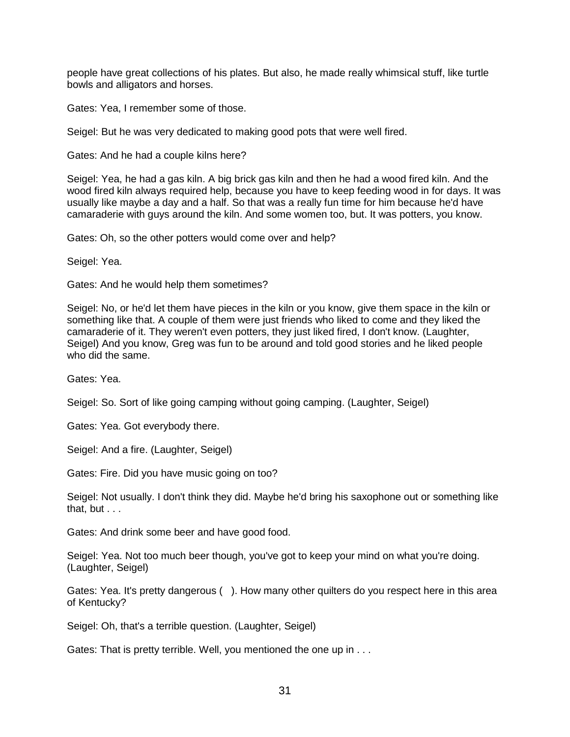people have great collections of his plates. But also, he made really whimsical stuff, like turtle bowls and alligators and horses.

Gates: Yea, I remember some of those.

Seigel: But he was very dedicated to making good pots that were well fired.

Gates: And he had a couple kilns here?

Seigel: Yea, he had a gas kiln. A big brick gas kiln and then he had a wood fired kiln. And the wood fired kiln always required help, because you have to keep feeding wood in for days. It was usually like maybe a day and a half. So that was a really fun time for him because he'd have camaraderie with guys around the kiln. And some women too, but. It was potters, you know.

Gates: Oh, so the other potters would come over and help?

Seigel: Yea.

Gates: And he would help them sometimes?

Seigel: No, or he'd let them have pieces in the kiln or you know, give them space in the kiln or something like that. A couple of them were just friends who liked to come and they liked the camaraderie of it. They weren't even potters, they just liked fired, I don't know. (Laughter, Seigel) And you know, Greg was fun to be around and told good stories and he liked people who did the same.

Gates: Yea.

Seigel: So. Sort of like going camping without going camping. (Laughter, Seigel)

Gates: Yea. Got everybody there.

Seigel: And a fire. (Laughter, Seigel)

Gates: Fire. Did you have music going on too?

Seigel: Not usually. I don't think they did. Maybe he'd bring his saxophone out or something like that, but . . .

Gates: And drink some beer and have good food.

Seigel: Yea. Not too much beer though, you've got to keep your mind on what you're doing. (Laughter, Seigel)

Gates: Yea. It's pretty dangerous ( ). How many other quilters do you respect here in this area of Kentucky?

Seigel: Oh, that's a terrible question. (Laughter, Seigel)

Gates: That is pretty terrible. Well, you mentioned the one up in . . .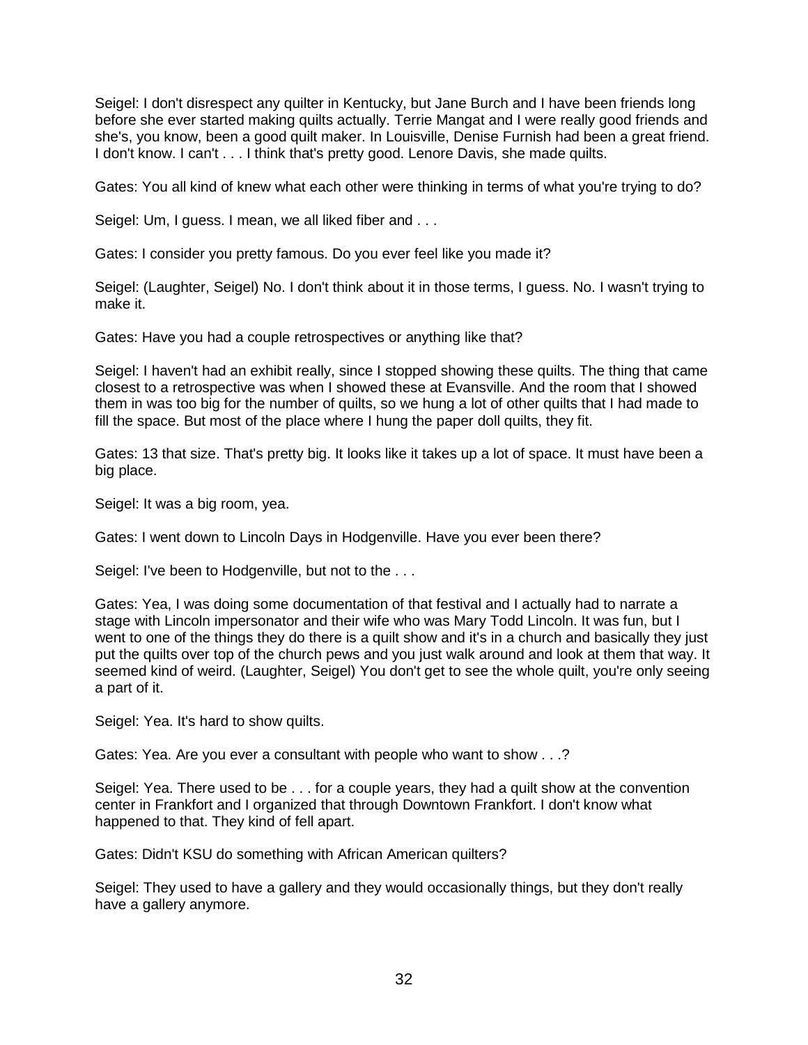Seigel: I don't disrespect any quilter in Kentucky, but Jane Burch and I have been friends long before she ever started making quilts actually. Terrie Mangat and I were really good friends and she's, you know, been a good quilt maker. In Louisville, Denise Furnish had been a great friend. I don't know. I can't . . . I think that's pretty good. Lenore Davis, she made quilts.

Gates: You all kind of knew what each other were thinking in terms of what you're trying to do?

Seigel: Um, I guess. I mean, we all liked fiber and . . .

Gates: I consider you pretty famous. Do you ever feel like you made it?

Seigel: (Laughter, Seigel) No. I don't think about it in those terms, I guess. No. I wasn't trying to make it.

Gates: Have you had a couple retrospectives or anything like that?

Seigel: I haven't had an exhibit really, since I stopped showing these quilts. The thing that came closest to a retrospective was when I showed these at Evansville. And the room that I showed them in was too big for the number of quilts, so we hung a lot of other quilts that I had made to fill the space. But most of the place where I hung the paper doll quilts, they fit.

Gates: 13 that size. That's pretty big. It looks like it takes up a lot of space. It must have been a big place.

Seigel: It was a big room, yea.

Gates: I went down to Lincoln Days in Hodgenville. Have you ever been there?

Seigel: I've been to Hodgenville, but not to the . . .

Gates: Yea, I was doing some documentation of that festival and I actually had to narrate a stage with Lincoln impersonator and their wife who was Mary Todd Lincoln. It was fun, but I went to one of the things they do there is a quilt show and it's in a church and basically they just put the quilts over top of the church pews and you just walk around and look at them that way. It seemed kind of weird. (Laughter, Seigel) You don't get to see the whole quilt, you're only seeing a part of it.

Seigel: Yea. It's hard to show quilts.

Gates: Yea. Are you ever a consultant with people who want to show . . .?

Seigel: Yea. There used to be . . . for a couple years, they had a quilt show at the convention center in Frankfort and I organized that through Downtown Frankfort. I don't know what happened to that. They kind of fell apart.

Gates: Didn't KSU do something with African American quilters?

Seigel: They used to have a gallery and they would occasionally things, but they don't really have a gallery anymore.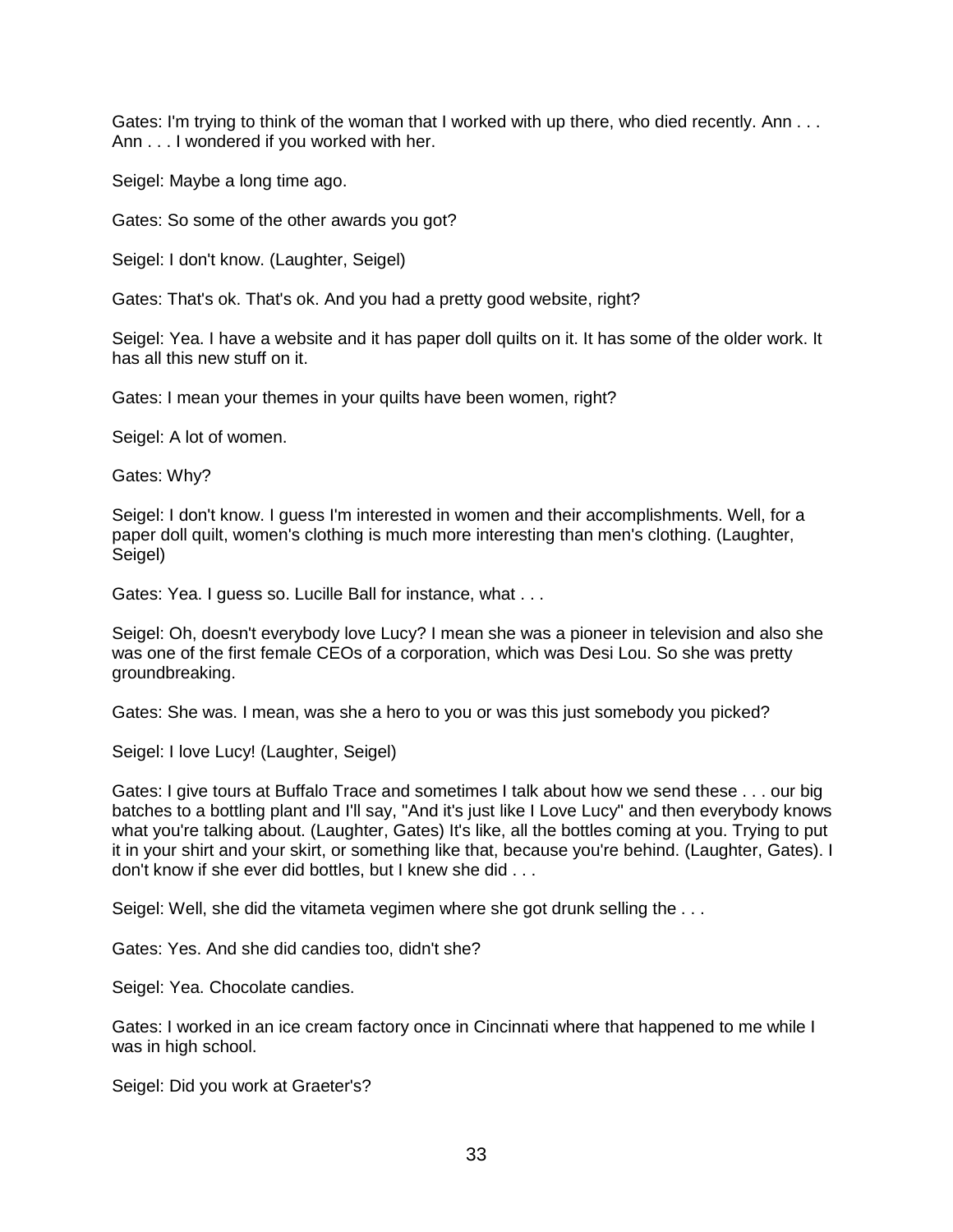Gates: I'm trying to think of the woman that I worked with up there, who died recently. Ann . . . Ann . . . I wondered if you worked with her.

Seigel: Maybe a long time ago.

Gates: So some of the other awards you got?

Seigel: I don't know. (Laughter, Seigel)

Gates: That's ok. That's ok. And you had a pretty good website, right?

Seigel: Yea. I have a website and it has paper doll quilts on it. It has some of the older work. It has all this new stuff on it.

Gates: I mean your themes in your quilts have been women, right?

Seigel: A lot of women.

Gates: Why?

Seigel: I don't know. I guess I'm interested in women and their accomplishments. Well, for a paper doll quilt, women's clothing is much more interesting than men's clothing. (Laughter, Seigel)

Gates: Yea. I guess so. Lucille Ball for instance, what . . .

Seigel: Oh, doesn't everybody love Lucy? I mean she was a pioneer in television and also she was one of the first female CEOs of a corporation, which was Desi Lou. So she was pretty groundbreaking.

Gates: She was. I mean, was she a hero to you or was this just somebody you picked?

Seigel: I love Lucy! (Laughter, Seigel)

Gates: I give tours at Buffalo Trace and sometimes I talk about how we send these . . . our big batches to a bottling plant and I'll say, "And it's just like I Love Lucy" and then everybody knows what you're talking about. (Laughter, Gates) It's like, all the bottles coming at you. Trying to put it in your shirt and your skirt, or something like that, because you're behind. (Laughter, Gates). I don't know if she ever did bottles, but I knew she did . . .

Seigel: Well, she did the vitameta vegimen where she got drunk selling the . . .

Gates: Yes. And she did candies too, didn't she?

Seigel: Yea. Chocolate candies.

Gates: I worked in an ice cream factory once in Cincinnati where that happened to me while I was in high school.

Seigel: Did you work at Graeter's?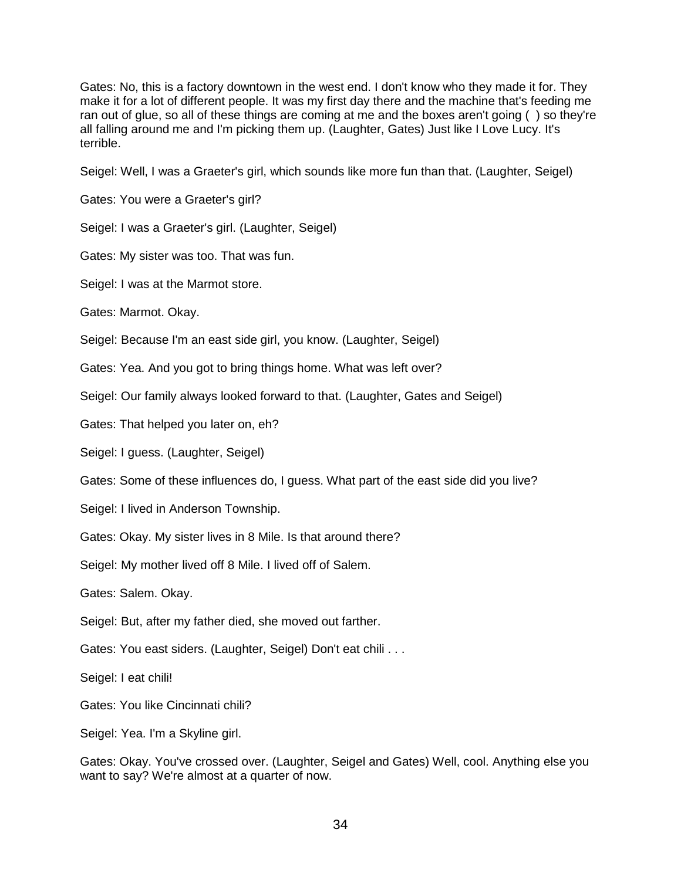Gates: No, this is a factory downtown in the west end. I don't know who they made it for. They make it for a lot of different people. It was my first day there and the machine that's feeding me ran out of glue, so all of these things are coming at me and the boxes aren't going ( ) so they're all falling around me and I'm picking them up. (Laughter, Gates) Just like I Love Lucy. It's terrible.

Seigel: Well, I was a Graeter's girl, which sounds like more fun than that. (Laughter, Seigel)

Gates: You were a Graeter's girl?

Seigel: I was a Graeter's girl. (Laughter, Seigel)

Gates: My sister was too. That was fun.

Seigel: I was at the Marmot store.

Gates: Marmot. Okay.

Seigel: Because I'm an east side girl, you know. (Laughter, Seigel)

Gates: Yea. And you got to bring things home. What was left over?

Seigel: Our family always looked forward to that. (Laughter, Gates and Seigel)

Gates: That helped you later on, eh?

Seigel: I guess. (Laughter, Seigel)

Gates: Some of these influences do, I guess. What part of the east side did you live?

Seigel: I lived in Anderson Township.

Gates: Okay. My sister lives in 8 Mile. Is that around there?

Seigel: My mother lived off 8 Mile. I lived off of Salem.

Gates: Salem. Okay.

Seigel: But, after my father died, she moved out farther.

Gates: You east siders. (Laughter, Seigel) Don't eat chili . . .

Seigel: I eat chili!

Gates: You like Cincinnati chili?

Seigel: Yea. I'm a Skyline girl.

Gates: Okay. You've crossed over. (Laughter, Seigel and Gates) Well, cool. Anything else you want to say? We're almost at a quarter of now.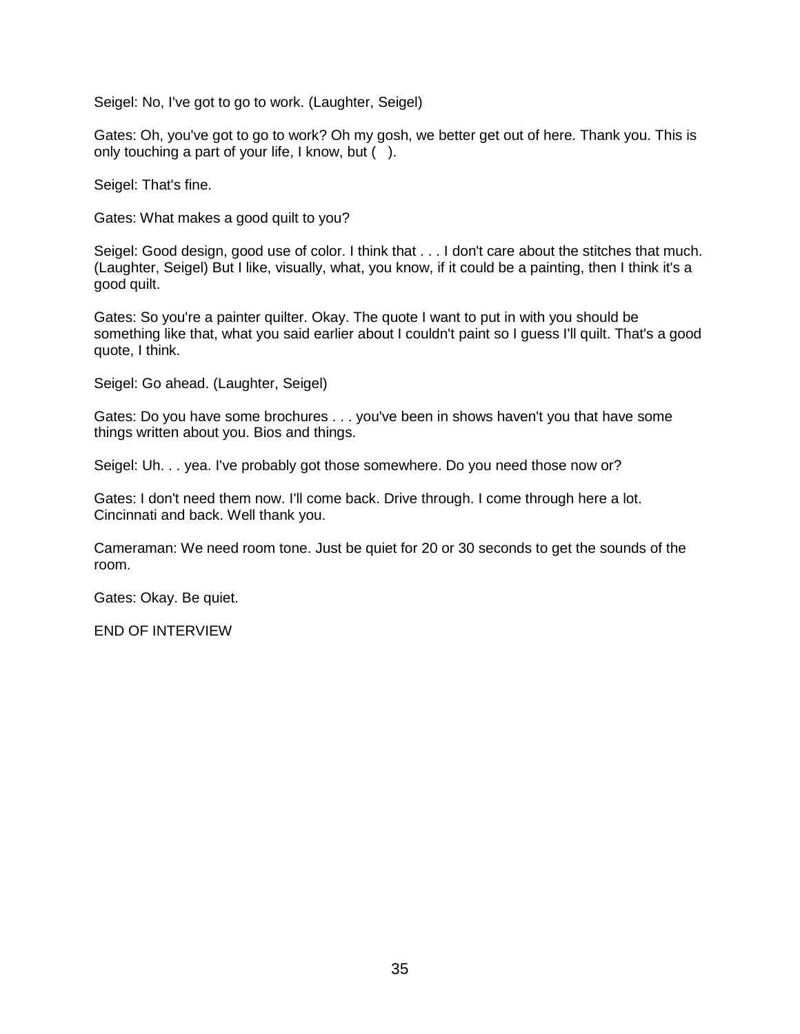Seigel: No, I've got to go to work. (Laughter, Seigel)

Gates: Oh, you've got to go to work? Oh my gosh, we better get out of here. Thank you. This is only touching a part of your life, I know, but (   ).

Seigel: That's fine.

Gates: What makes a good quilt to you?

Seigel: Good design, good use of color. I think that . . . I don't care about the stitches that much. (Laughter, Seigel) But I like, visually, what, you know, if it could be a painting, then I think it's a good quilt.

Gates: So you're a painter quilter. Okay. The quote I want to put in with you should be something like that, what you said earlier about I couldn't paint so I guess I'll quilt. That's a good quote, I think.

Seigel: Go ahead. (Laughter, Seigel)

Gates: Do you have some brochures . . . you've been in shows haven't you that have some things written about you. Bios and things.

Seigel: Uh. . . yea. I've probably got those somewhere. Do you need those now or?

Gates: I don't need them now. I'll come back. Drive through. I come through here a lot. Cincinnati and back. Well thank you.

Cameraman: We need room tone. Just be quiet for 20 or 30 seconds to get the sounds of the room.

Gates: Okay. Be quiet.

END OF INTERVIEW